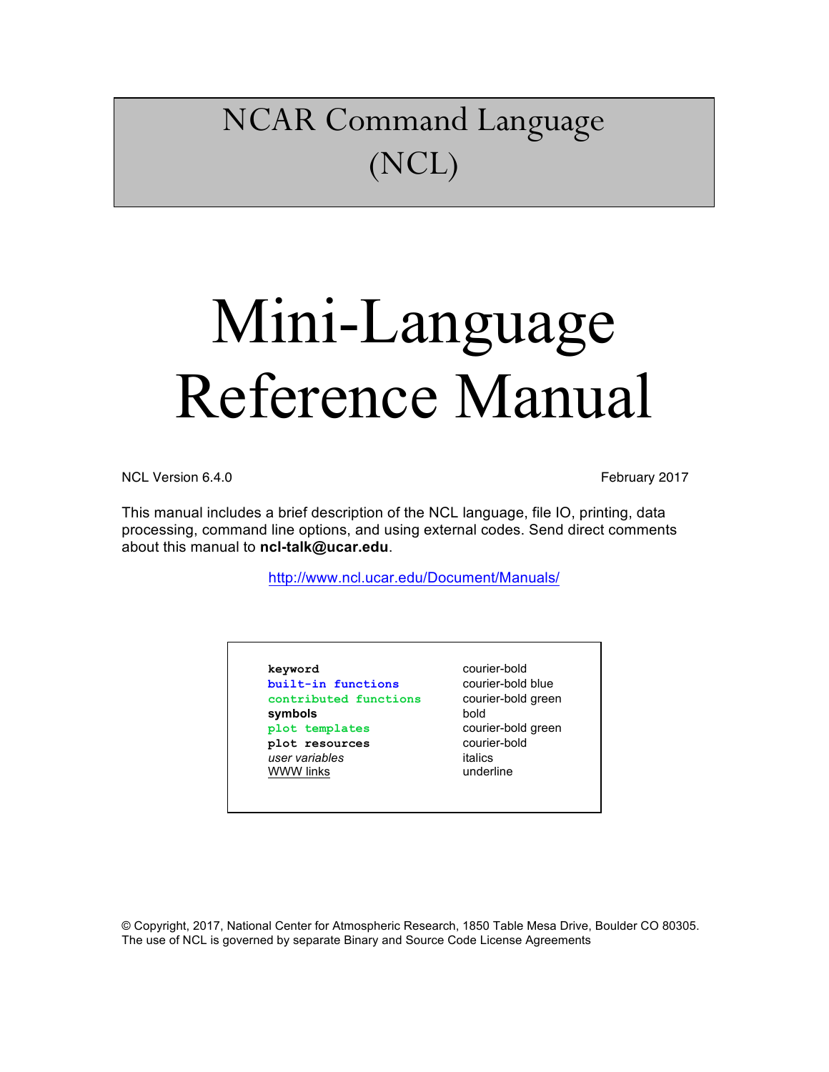# NCAR Command Language (NCL)

# Mini-Language Reference Manual

NCL Version 6.4.0 February 2017

This manual includes a brief description of the NCL language, file IO, printing, data processing, command line options, and using external codes. Send direct comments about this manual to **ncl-talk@ucar.edu**.

http://www.ncl.ucar.edu/Document/Manuals/

| | |
|---|---|
| **`keyword`** | courier-bold |
| **`built-in functions`** | courier-bold blue |
| **`contributed functions`** | courier-bold green |
| **symbols** | bold |
| **`plot templates`** | courier-bold green |
| **`plot resources`** | courier-bold |
| *user variables* | italics |
| WWW links | underline |

© Copyright, 2017, National Center for Atmospheric Research, 1850 Table Mesa Drive, Boulder CO 80305. The use of NCL is governed by separate Binary and Source Code License Agreements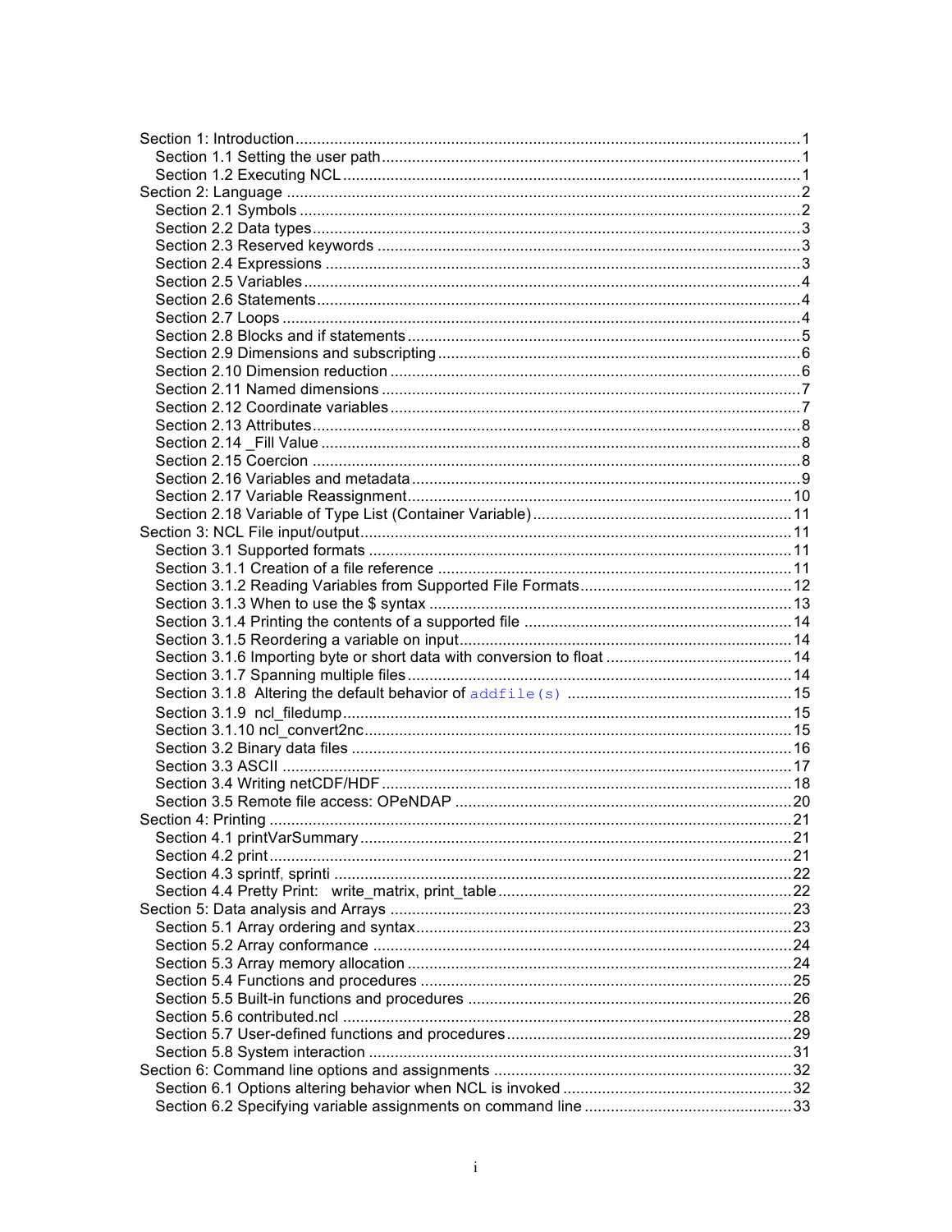Section 1: Introduction ..... 1
  Section 1.1 Setting the user path ..... 1
  Section 1.2 Executing NCL ..... 1
Section 2: Language ..... 2
  Section 2.1 Symbols ..... 2
  Section 2.2 Data types ..... 3
  Section 2.3 Reserved keywords ..... 3
  Section 2.4 Expressions ..... 3
  Section 2.5 Variables ..... 4
  Section 2.6 Statements ..... 4
  Section 2.7 Loops ..... 4
  Section 2.8 Blocks and if statements ..... 5
  Section 2.9 Dimensions and subscripting ..... 6
  Section 2.10 Dimension reduction ..... 6
  Section 2.11 Named dimensions ..... 7
  Section 2.12 Coordinate variables ..... 7
  Section 2.13 Attributes ..... 8
  Section 2.14 _Fill Value ..... 8
  Section 2.15 Coercion ..... 8
  Section 2.16 Variables and metadata ..... 9
  Section 2.17 Variable Reassignment ..... 10
  Section 2.18 Variable of Type List (Container Variable) ..... 11
Section 3: NCL File input/output ..... 11
  Section 3.1 Supported formats ..... 11
  Section 3.1.1 Creation of a file reference ..... 11
  Section 3.1.2 Reading Variables from Supported File Formats ..... 12
  Section 3.1.3 When to use the $ syntax ..... 13
  Section 3.1.4 Printing the contents of a supported file ..... 14
  Section 3.1.5 Reordering a variable on input ..... 14
  Section 3.1.6 Importing byte or short data with conversion to float ..... 14
  Section 3.1.7 Spanning multiple files ..... 14
  Section 3.1.8 Altering the default behavior of `addfile(s)` ..... 15
  Section 3.1.9 ncl_filedump ..... 15
  Section 3.1.10 ncl_convert2nc ..... 15
  Section 3.2 Binary data files ..... 16
  Section 3.3 ASCII ..... 17
  Section 3.4 Writing netCDF/HDF ..... 18
  Section 3.5 Remote file access: OPeNDAP ..... 20
Section 4: Printing ..... 21
  Section 4.1 printVarSummary ..... 21
  Section 4.2 print ..... 21
  Section 4.3 sprintf, sprinti ..... 22
  Section 4.4 Pretty Print: write_matrix, print_table ..... 22
Section 5: Data analysis and Arrays ..... 23
  Section 5.1 Array ordering and syntax ..... 23
  Section 5.2 Array conformance ..... 24
  Section 5.3 Array memory allocation ..... 24
  Section 5.4 Functions and procedures ..... 25
  Section 5.5 Built-in functions and procedures ..... 26
  Section 5.6 contributed.ncl ..... 28
  Section 5.7 User-defined functions and procedures ..... 29
  Section 5.8 System interaction ..... 31
Section 6: Command line options and assignments ..... 32
  Section 6.1 Options altering behavior when NCL is invoked ..... 32
  Section 6.2 Specifying variable assignments on command line ..... 33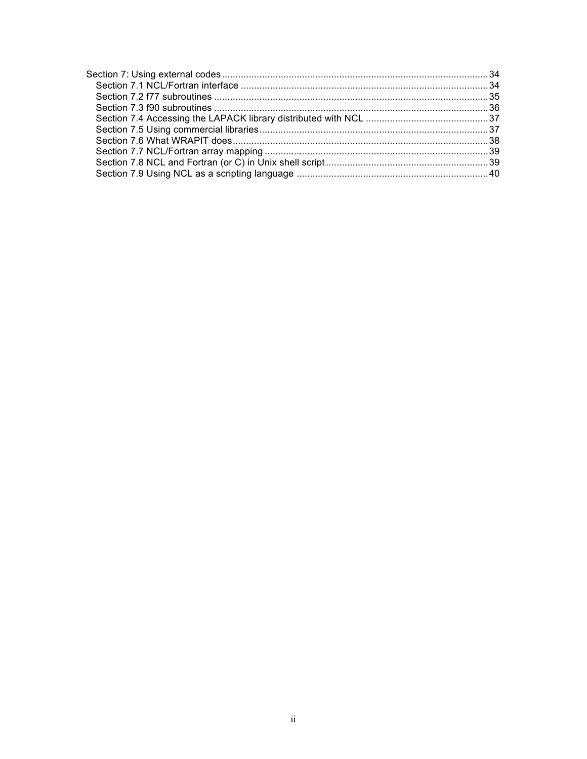Section 7: Using external codes....................................................................................................34
- Section 7.1 NCL/Fortran interface .............................................................................................34
- Section 7.2 f77 subroutines ........................................................................................................35
- Section 7.3 f90 subroutines ........................................................................................................36
- Section 7.4 Accessing the LAPACK library distributed with NCL ..............................................37
- Section 7.5 Using commercial libraries.......................................................................................37
- Section 7.6 What WRAPIT does.................................................................................................38
- Section 7.7 NCL/Fortran array mapping .....................................................................................39
- Section 7.8 NCL and Fortran (or C) in Unix shell script.............................................................39
- Section 7.9 Using NCL as a scripting language .........................................................................40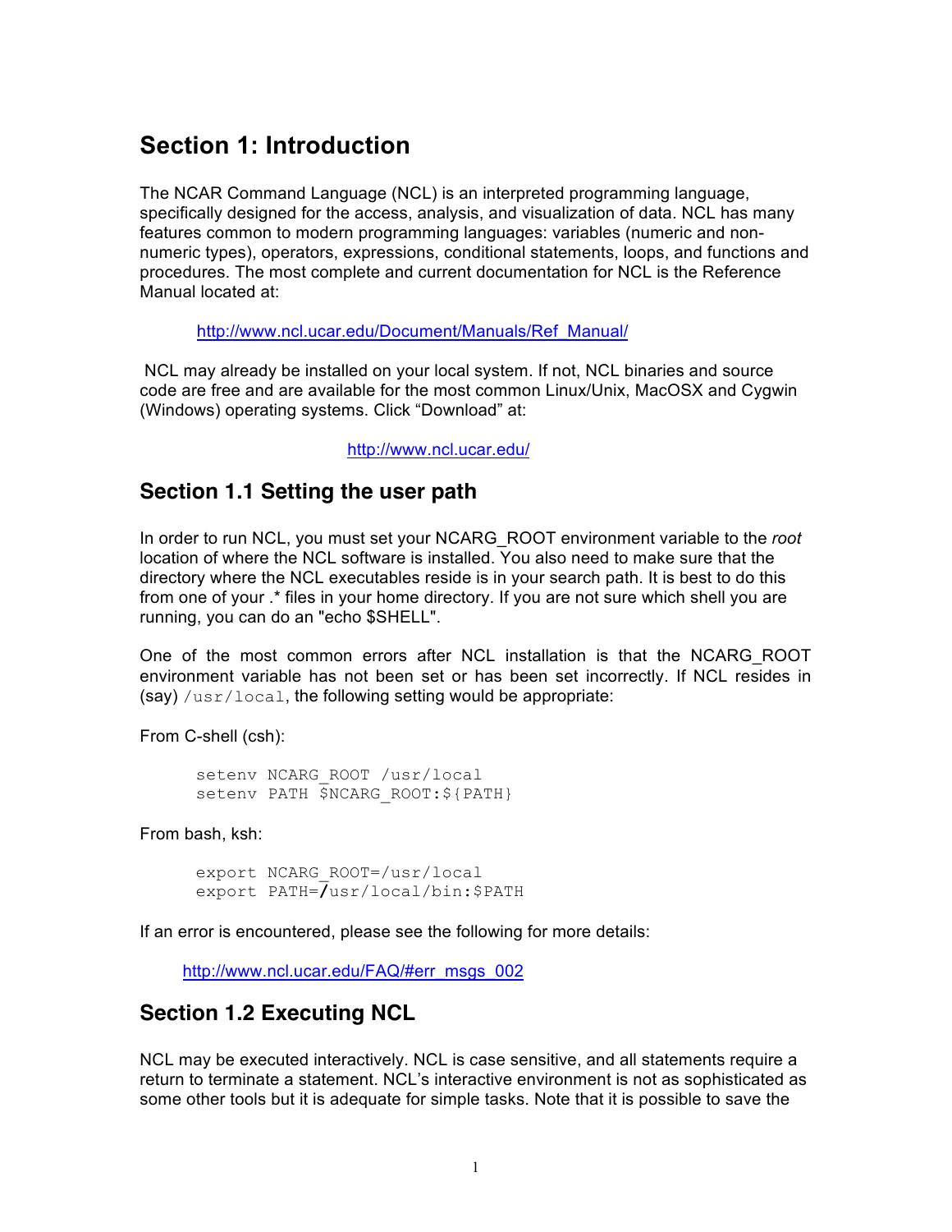# Section 1: Introduction

The NCAR Command Language (NCL) is an interpreted programming language, specifically designed for the access, analysis, and visualization of data. NCL has many features common to modern programming languages: variables (numeric and non-numeric types), operators, expressions, conditional statements, loops, and functions and procedures. The most complete and current documentation for NCL is the Reference Manual located at:

http://www.ncl.ucar.edu/Document/Manuals/Ref_Manual/

NCL may already be installed on your local system. If not, NCL binaries and source code are free and are available for the most common Linux/Unix, MacOSX and Cygwin (Windows) operating systems. Click "Download" at:

http://www.ncl.ucar.edu/

## Section 1.1 Setting the user path

In order to run NCL, you must set your NCARG_ROOT environment variable to the *root* location of where the NCL software is installed. You also need to make sure that the directory where the NCL executables reside is in your search path. It is best to do this from one of your .* files in your home directory. If you are not sure which shell you are running, you can do an "echo $SHELL".

One of the most common errors after NCL installation is that the NCARG_ROOT environment variable has not been set or has been set incorrectly. If NCL resides in (say) `/usr/local`, the following setting would be appropriate:

From C-shell (csh):

```
setenv NCARG_ROOT /usr/local
setenv PATH $NCARG_ROOT:${PATH}
```

From bash, ksh:

```
export NCARG_ROOT=/usr/local
export PATH=/usr/local/bin:$PATH
```

If an error is encountered, please see the following for more details:

http://www.ncl.ucar.edu/FAQ/#err_msgs_002

## Section 1.2 Executing NCL

NCL may be executed interactively. NCL is case sensitive, and all statements require a return to terminate a statement. NCL's interactive environment is not as sophisticated as some other tools but it is adequate for simple tasks. Note that it is possible to save the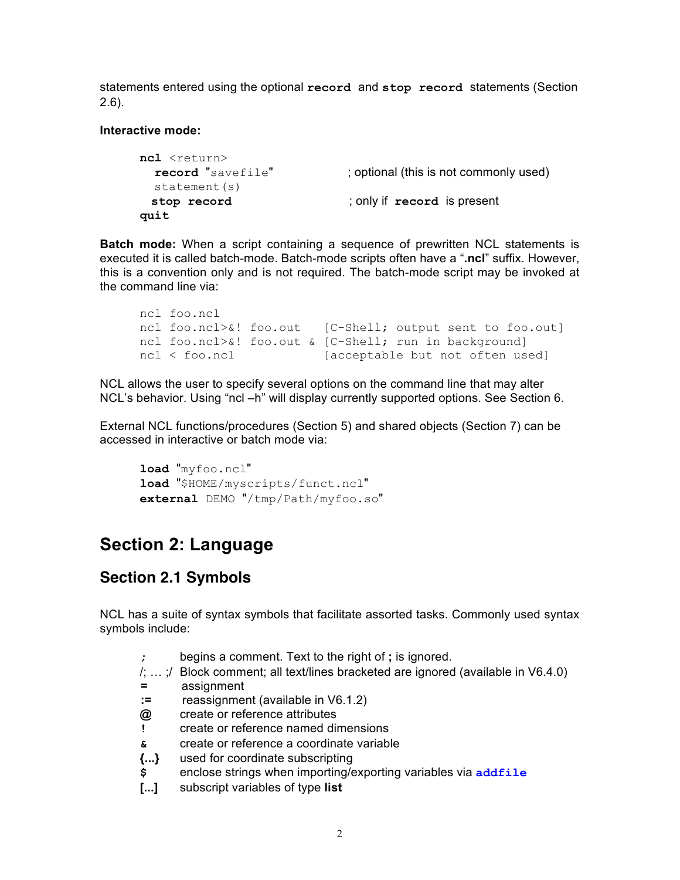statements entered using the optional **record** and **stop record** statements (Section 2.6).

**Interactive mode:**

```
ncl <return>
  record "savefile"          ; optional (this is not commonly used)
  statement(s)
  stop record                ; only if record is present
quit
```

**Batch mode:** When a script containing a sequence of prewritten NCL statements is executed it is called batch-mode. Batch-mode scripts often have a "**.ncl**" suffix. However, this is a convention only and is not required. The batch-mode script may be invoked at the command line via:

```
ncl foo.ncl
ncl foo.ncl>&! foo.out     [C-Shell; output sent to foo.out]
ncl foo.ncl>&! foo.out &   [C-Shell; run in background]
ncl < foo.ncl              [acceptable but not often used]
```

NCL allows the user to specify several options on the command line that may alter NCL's behavior. Using "ncl –h" will display currently supported options. See Section 6.

External NCL functions/procedures (Section 5) and shared objects (Section 7) can be accessed in interactive or batch mode via:

```
load "myfoo.ncl"
load "$HOME/myscripts/funct.ncl"
external DEMO "/tmp/Path/myfoo.so"
```

# Section 2: Language

## Section 2.1 Symbols

NCL has a suite of syntax symbols that facilitate assorted tasks. Commonly used syntax symbols include:

- **;** begins a comment. Text to the right of **;** is ignored.
- /; … ;/ Block comment; all text/lines bracketed are ignored (available in V6.4.0)
- **=** assignment
- **:=** reassignment (available in V6.1.2)
- **@** create or reference attributes
- **!** create or reference named dimensions
- **&** create or reference a coordinate variable
- **{...}** used for coordinate subscripting
- **$** enclose strings when importing/exporting variables via **addfile**
- **[...]** subscript variables of type **list**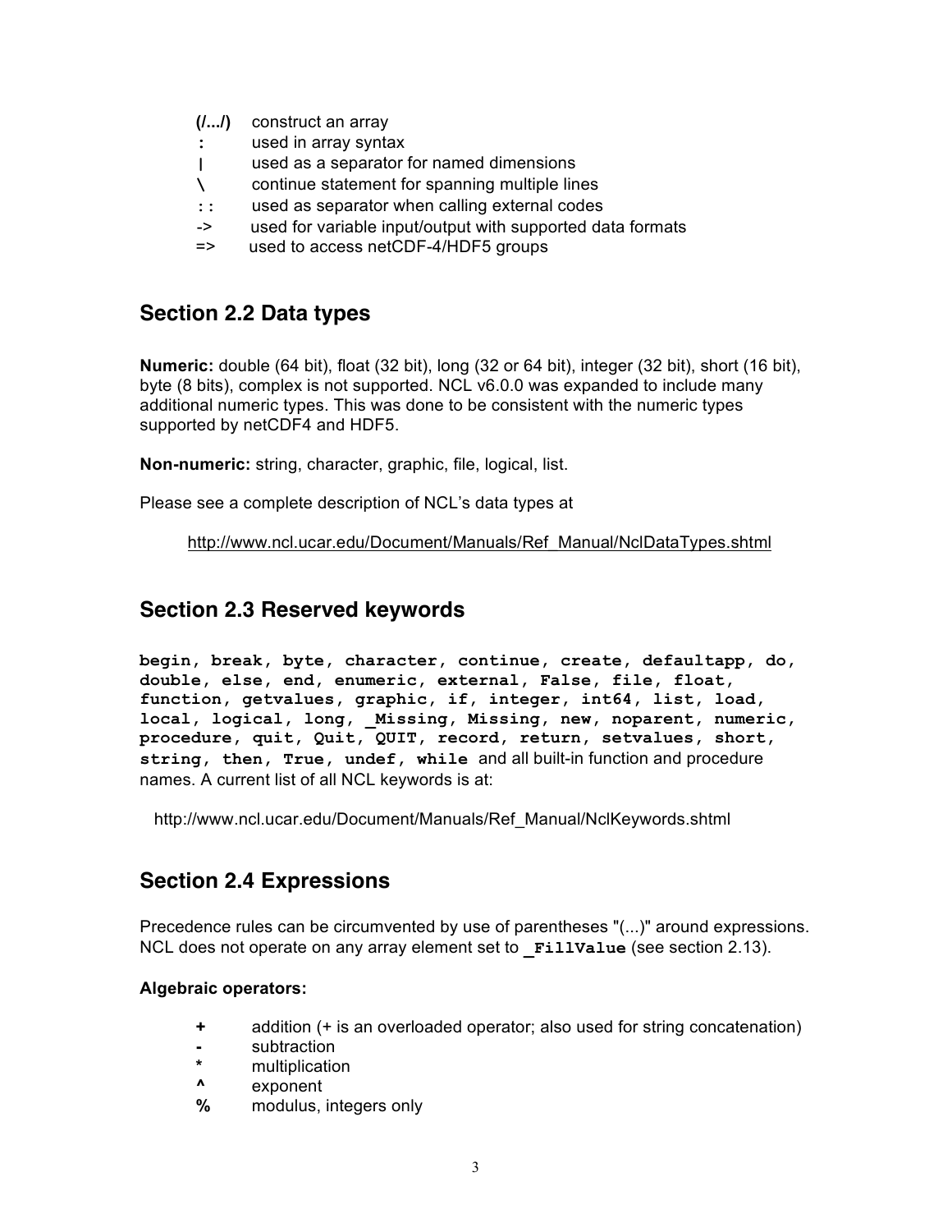**(/.../)** construct an array
**:** used in array syntax
**|** used as a separator for named dimensions
**\** continue statement for spanning multiple lines
**::** used as separator when calling external codes
-> used for variable input/output with supported data formats
=> used to access netCDF-4/HDF5 groups

## Section 2.2 Data types

**Numeric:** double (64 bit), float (32 bit), long (32 or 64 bit), integer (32 bit), short (16 bit), byte (8 bits), complex is not supported. NCL v6.0.0 was expanded to include many additional numeric types. This was done to be consistent with the numeric types supported by netCDF4 and HDF5.

**Non-numeric:** string, character, graphic, file, logical, list.

Please see a complete description of NCL's data types at

http://www.ncl.ucar.edu/Document/Manuals/Ref_Manual/NclDataTypes.shtml

## Section 2.3 Reserved keywords

**`begin, break, byte, character, continue, create, defaultapp, do, double, else, end, enumeric, external, False, file, float, function, getvalues, graphic, if, integer, int64, list, load, local, logical, long, _Missing, Missing, new, noparent, numeric, procedure, quit, Quit, QUIT, record, return, setvalues, short, string, then, True, undef, while`** and all built-in function and procedure names. A current list of all NCL keywords is at:

http://www.ncl.ucar.edu/Document/Manuals/Ref_Manual/NclKeywords.shtml

## Section 2.4 Expressions

Precedence rules can be circumvented by use of parentheses "(...)" around expressions. NCL does not operate on any array element set to **`_FillValue`** (see section 2.13).

**Algebraic operators:**

**+** addition (+ is an overloaded operator; also used for string concatenation)
**-** subtraction
**\*** multiplication
**^** exponent
**%** modulus, integers only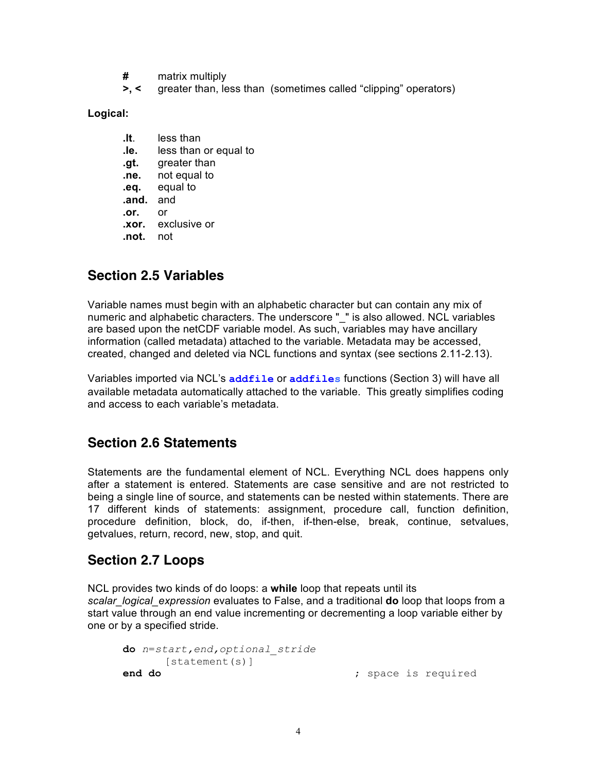**#** matrix multiply
**>, <** greater than, less than (sometimes called "clipping" operators)

**Logical:**

**.lt.** less than
**.le.** less than or equal to
**.gt.** greater than
**.ne.** not equal to
**.eq.** equal to
**.and.** and
**.or.** or
**.xor.** exclusive or
**.not.** not

## Section 2.5 Variables

Variable names must begin with an alphabetic character but can contain any mix of numeric and alphabetic characters. The underscore "_" is also allowed. NCL variables are based upon the netCDF variable model. As such, variables may have ancillary information (called metadata) attached to the variable. Metadata may be accessed, created, changed and deleted via NCL functions and syntax (see sections 2.11-2.13).

Variables imported via NCL's `addfile` or `addfiles` functions (Section 3) will have all available metadata automatically attached to the variable. This greatly simplifies coding and access to each variable's metadata.

## Section 2.6 Statements

Statements are the fundamental element of NCL. Everything NCL does happens only after a statement is entered. Statements are case sensitive and are not restricted to being a single line of source, and statements can be nested within statements. There are 17 different kinds of statements: assignment, procedure call, function definition, procedure definition, block, do, if-then, if-then-else, break, continue, setvalues, getvalues, return, record, new, stop, and quit.

## Section 2.7 Loops

NCL provides two kinds of do loops: a **while** loop that repeats until its *scalar_logical_expression* evaluates to False, and a traditional **do** loop that loops from a start value through an end value incrementing or decrementing a loop variable either by one or by a specified stride.

```
do n=start,end,optional_stride
     [statement(s)]
end do                              ; space is required
```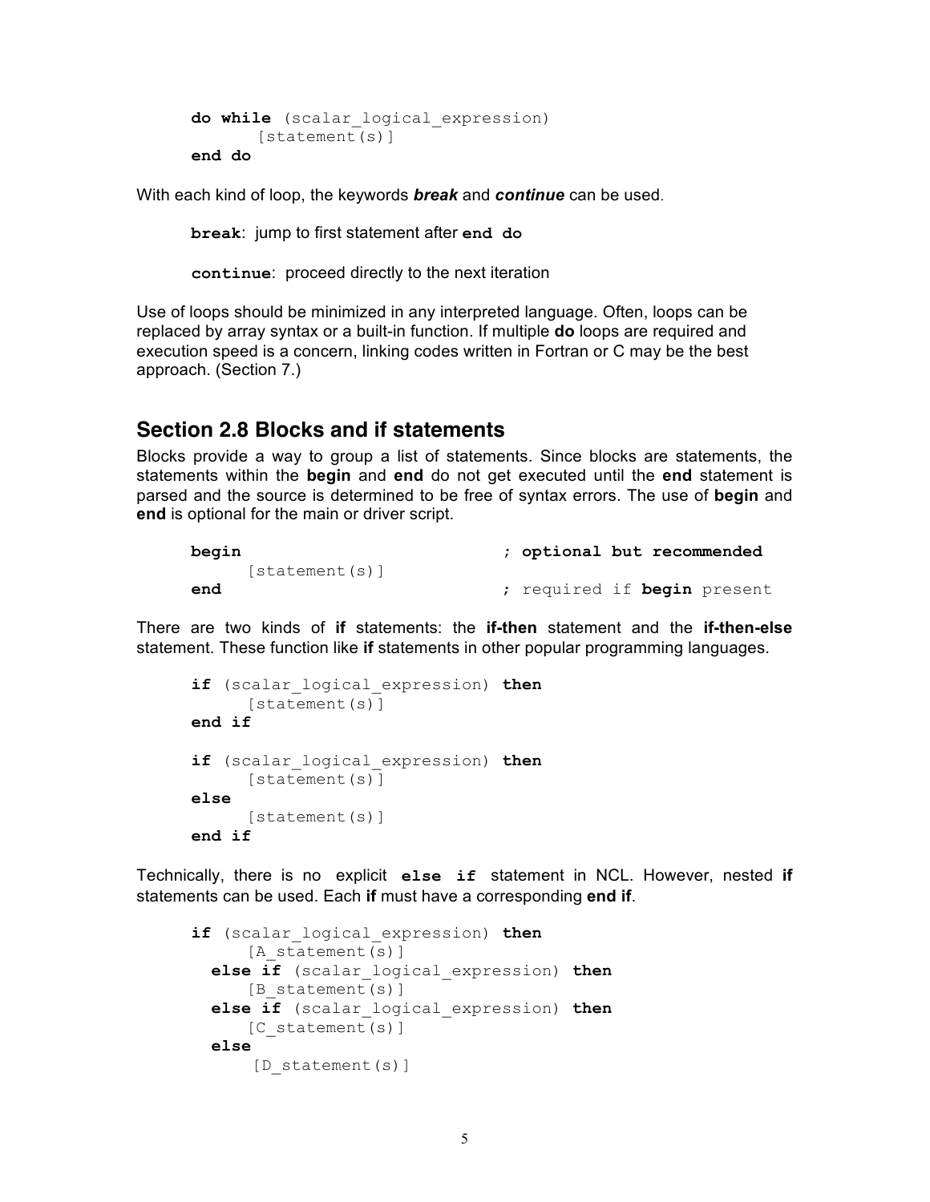```
do while (scalar_logical_expression)
     [statement(s)]
end do
```

With each kind of loop, the keywords ***break*** and ***continue*** can be used.

**`break`**: jump to first statement after **`end do`**

**`continue`**: proceed directly to the next iteration

Use of loops should be minimized in any interpreted language. Often, loops can be replaced by array syntax or a built-in function. If multiple **do** loops are required and execution speed is a concern, linking codes written in Fortran or C may be the best approach. (Section 7.)

## Section 2.8 Blocks and if statements

Blocks provide a way to group a list of statements. Since blocks are statements, the statements within the **begin** and **end** do not get executed until the **end** statement is parsed and the source is determined to be free of syntax errors. The use of **begin** and **end** is optional for the main or driver script.

```
begin                        ; optional but recommended
     [statement(s)]
end                          ; required if begin present
```

There are two kinds of **if** statements: the **if-then** statement and the **if-then-else** statement. These function like **if** statements in other popular programming languages.

```
if (scalar_logical_expression) then
     [statement(s)]
end if

if (scalar_logical_expression) then
     [statement(s)]
else
     [statement(s)]
end if
```

Technically, there is no explicit **`else if`** statement in NCL. However, nested **if** statements can be used. Each **if** must have a corresponding **end if**.

```
if (scalar_logical_expression) then
     [A_statement(s)]
  else if (scalar_logical_expression) then
     [B_statement(s)]
  else if (scalar_logical_expression) then
     [C_statement(s)]
  else
      [D_statement(s)]
```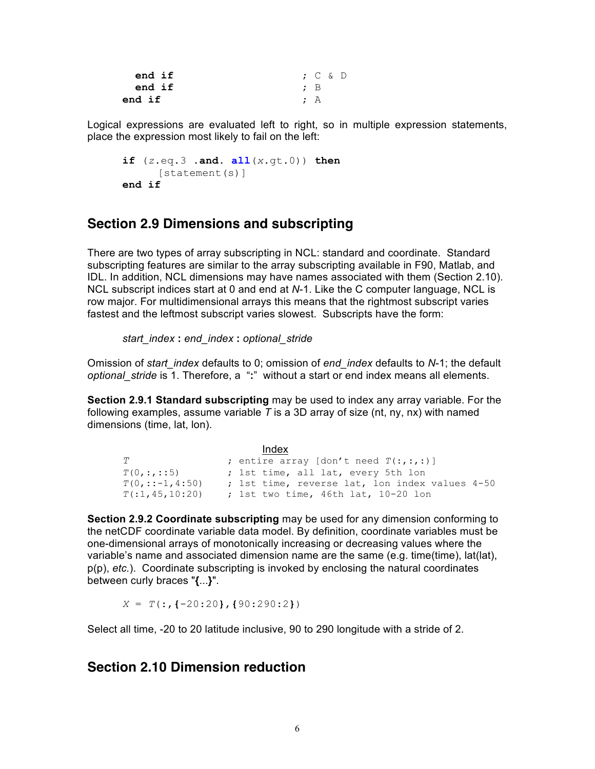```
    end if                      ; C & D
    end if                      ; B
  end if                        ; A
```

Logical expressions are evaluated left to right, so in multiple expression statements, place the expression most likely to fail on the left:

```
if (z.eq.3 .and. all(x.gt.0)) then
     [statement(s)]
end if
```

## Section 2.9 Dimensions and subscripting

There are two types of array subscripting in NCL: standard and coordinate. Standard subscripting features are similar to the array subscripting available in F90, Matlab, and IDL. In addition, NCL dimensions may have names associated with them (Section 2.10). NCL subscript indices start at 0 and end at *N*-1. Like the C computer language, NCL is row major. For multidimensional arrays this means that the rightmost subscript varies fastest and the leftmost subscript varies slowest. Subscripts have the form:

*start_index* **:** *end_index* **:** *optional_stride*

Omission of *start_index* defaults to 0; omission of *end_index* defaults to *N*-1; the default *optional_stride* is 1. Therefore, a "**:**" without a start or end index means all elements.

**Section 2.9.1 Standard subscripting** may be used to index any array variable. For the following examples, assume variable *T* is a 3D array of size (nt, ny, nx) with named dimensions (time, lat, lon).

```
                          Index
T                   ; entire array [don't need T(:,:,:)]
T(0,:,::5)          ; 1st time, all lat, every 5th lon
T(0,::-1,4:50)      ; 1st time, reverse lat, lon index values 4-50
T(:1,45,10:20)      ; 1st two time, 46th lat, 10-20 lon
```

**Section 2.9.2 Coordinate subscripting** may be used for any dimension conforming to the netCDF coordinate variable data model. By definition, coordinate variables must be one-dimensional arrays of monotonically increasing or decreasing values where the variable's name and associated dimension name are the same (e.g. time(time), lat(lat), p(p), *etc.*). Coordinate subscripting is invoked by enclosing the natural coordinates between curly braces "**{**...**}**".

```
X = T(:,{-20:20},{90:290:2})
```

Select all time, -20 to 20 latitude inclusive, 90 to 290 longitude with a stride of 2.

## Section 2.10 Dimension reduction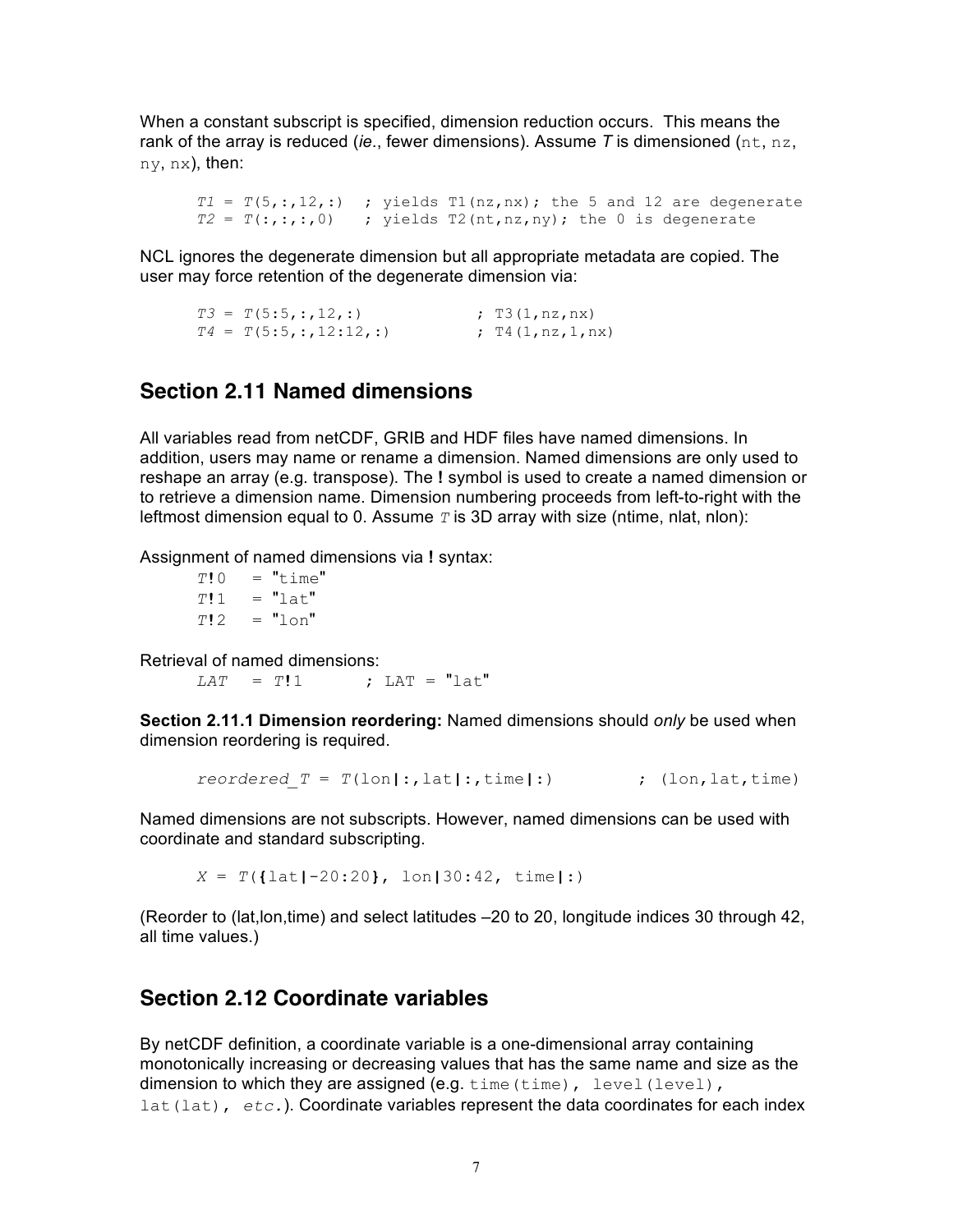When a constant subscript is specified, dimension reduction occurs. This means the rank of the array is reduced (*ie*., fewer dimensions). Assume *T* is dimensioned (`nt`, `nz`, `ny`, `nx`), then:

```
T1 = T(5,:,12,:)  ; yields T1(nz,nx); the 5 and 12 are degenerate
T2 = T(:,:,:,0)   ; yields T2(nt,nz,ny); the 0 is degenerate
```

NCL ignores the degenerate dimension but all appropriate metadata are copied. The user may force retention of the degenerate dimension via:

```
T3 = T(5:5,:,12,:)             ; T3(1,nz,nx)
T4 = T(5:5,:,12:12,:)          ; T4(1,nz,1,nx)
```

## Section 2.11 Named dimensions

All variables read from netCDF, GRIB and HDF files have named dimensions. In addition, users may name or rename a dimension. Named dimensions are only used to reshape an array (e.g. transpose). The **!** symbol is used to create a named dimension or to retrieve a dimension name. Dimension numbering proceeds from left-to-right with the leftmost dimension equal to 0. Assume *T* is 3D array with size (ntime, nlat, nlon):

Assignment of named dimensions via **!** syntax:

```
T!0   = "time"
T!1   = "lat"
T!2   = "lon"
```

Retrieval of named dimensions:

```
LAT   = T!1       ; LAT = "lat"
```

**Section 2.11.1 Dimension reordering:** Named dimensions should *only* be used when dimension reordering is required.

```
reordered_T = T(lon|:,lat|:,time|:)         ; (lon,lat,time)
```

Named dimensions are not subscripts. However, named dimensions can be used with coordinate and standard subscripting.

```
X = T({lat|-20:20}, lon|30:42, time|:)
```

(Reorder to (lat,lon,time) and select latitudes –20 to 20, longitude indices 30 through 42, all time values.)

## Section 2.12 Coordinate variables

By netCDF definition, a coordinate variable is a one-dimensional array containing monotonically increasing or decreasing values that has the same name and size as the dimension to which they are assigned (e.g. `time(time)`, `level(level)`, `lat(lat)`, *etc.*). Coordinate variables represent the data coordinates for each index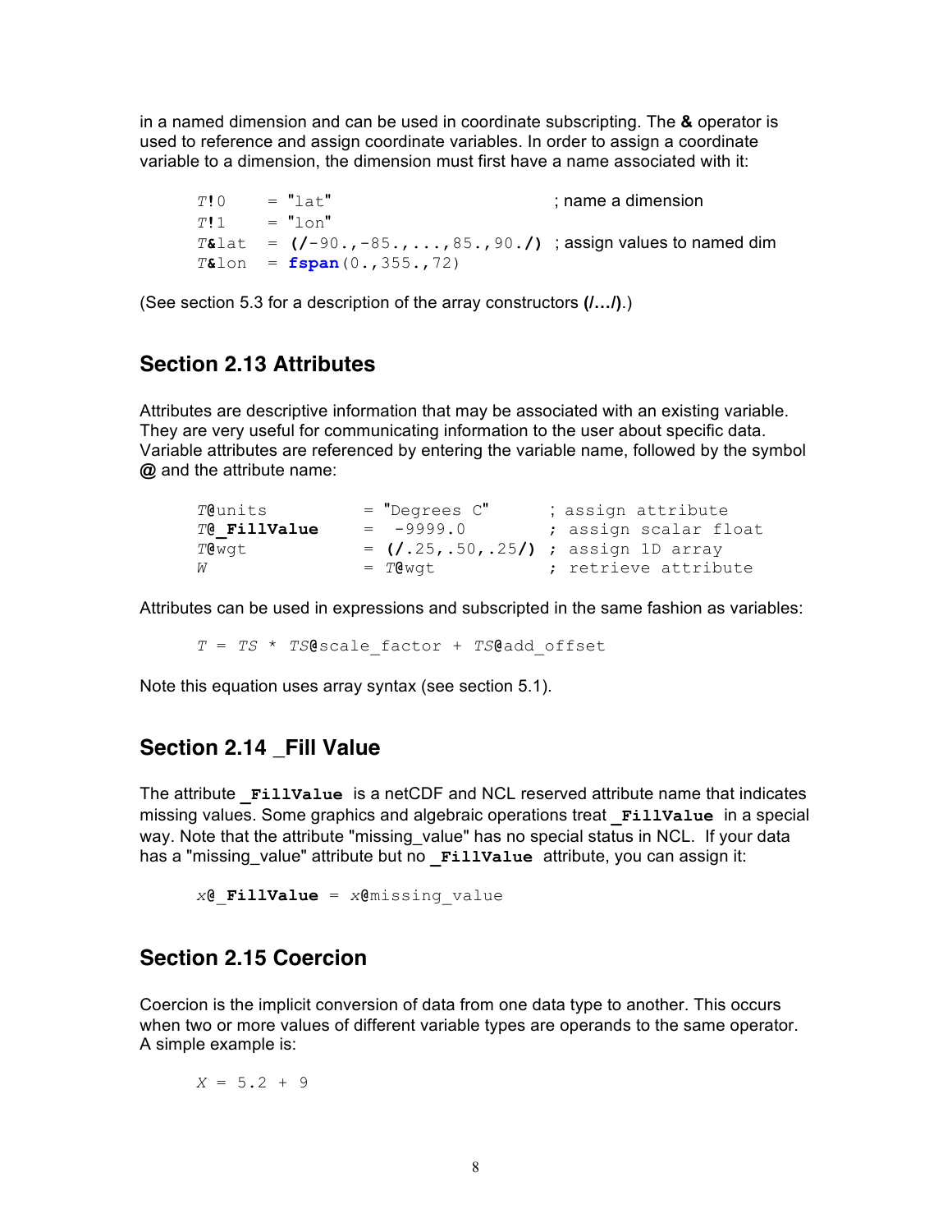in a named dimension and can be used in coordinate subscripting. The **&** operator is used to reference and assign coordinate variables. In order to assign a coordinate variable to a dimension, the dimension must first have a name associated with it:

```
T!0    = "lat"                          ; name a dimension
T!1    = "lon"
T&lat  = (/-90.,-85.,...,85.,90./)      ; assign values to named dim
T&lon  = fspan(0.,355.,72)
```

(See section 5.3 for a description of the array constructors **(/…/)**.)

## Section 2.13 Attributes

Attributes are descriptive information that may be associated with an existing variable. They are very useful for communicating information to the user about specific data. Variable attributes are referenced by entering the variable name, followed by the symbol **@** and the attribute name:

```
T@units          = "Degrees C"       ; assign attribute
T@_FillValue     =  -9999.0          ; assign scalar float
T@wgt            = (/.25,.50,.25/)   ; assign 1D array
W                = T@wgt             ; retrieve attribute
```

Attributes can be used in expressions and subscripted in the same fashion as variables:

```
T = TS * TS@scale_factor + TS@add_offset
```

Note this equation uses array syntax (see section 5.1).

## Section 2.14 _Fill Value

The attribute **_FillValue** is a netCDF and NCL reserved attribute name that indicates missing values. Some graphics and algebraic operations treat **_FillValue** in a special way. Note that the attribute "missing_value" has no special status in NCL. If your data has a "missing_value" attribute but no **_FillValue** attribute, you can assign it:

```
x@_FillValue = x@missing_value
```

## Section 2.15 Coercion

Coercion is the implicit conversion of data from one data type to another. This occurs when two or more values of different variable types are operands to the same operator. A simple example is:

```
X = 5.2 + 9
```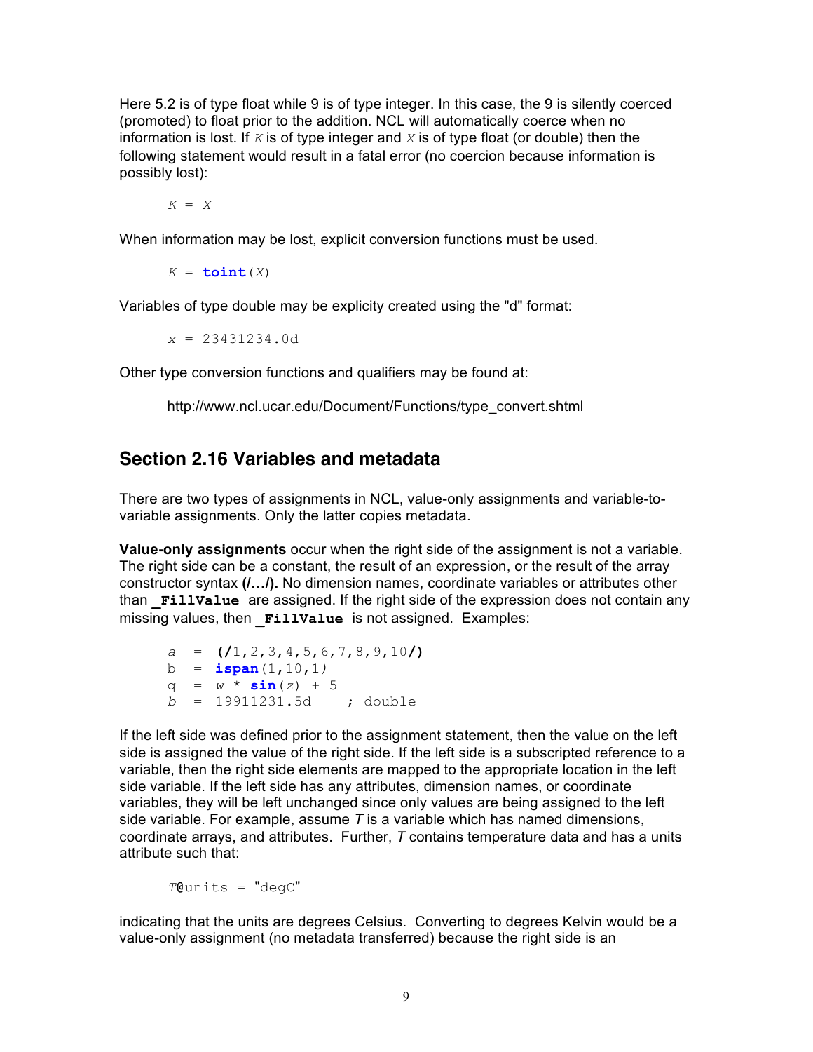Here 5.2 is of type float while 9 is of type integer. In this case, the 9 is silently coerced (promoted) to float prior to the addition. NCL will automatically coerce when no information is lost. If *K* is of type integer and *X* is of type float (or double) then the following statement would result in a fatal error (no coercion because information is possibly lost):

```
K = X
```

When information may be lost, explicit conversion functions must be used.

```
K = toint(X)
```

Variables of type double may be explicity created using the "d" format:

```
x = 23431234.0d
```

Other type conversion functions and qualifiers may be found at:

http://www.ncl.ucar.edu/Document/Functions/type_convert.shtml

## Section 2.16 Variables and metadata

There are two types of assignments in NCL, value-only assignments and variable-to-variable assignments. Only the latter copies metadata.

**Value-only assignments** occur when the right side of the assignment is not a variable. The right side can be a constant, the result of an expression, or the result of the array constructor syntax **(/…/).** No dimension names, coordinate variables or attributes other than **_FillValue** are assigned. If the right side of the expression does not contain any missing values, then **_FillValue** is not assigned. Examples:

```
a  =  (/1,2,3,4,5,6,7,8,9,10/)
b  =  ispan(1,10,1)
q  =  w * sin(z) + 5
b  =  19911231.5d    ; double
```

If the left side was defined prior to the assignment statement, then the value on the left side is assigned the value of the right side. If the left side is a subscripted reference to a variable, then the right side elements are mapped to the appropriate location in the left side variable. If the left side has any attributes, dimension names, or coordinate variables, they will be left unchanged since only values are being assigned to the left side variable. For example, assume *T* is a variable which has named dimensions, coordinate arrays, and attributes. Further, *T* contains temperature data and has a units attribute such that:

```
T@units = "degC"
```

indicating that the units are degrees Celsius. Converting to degrees Kelvin would be a value-only assignment (no metadata transferred) because the right side is an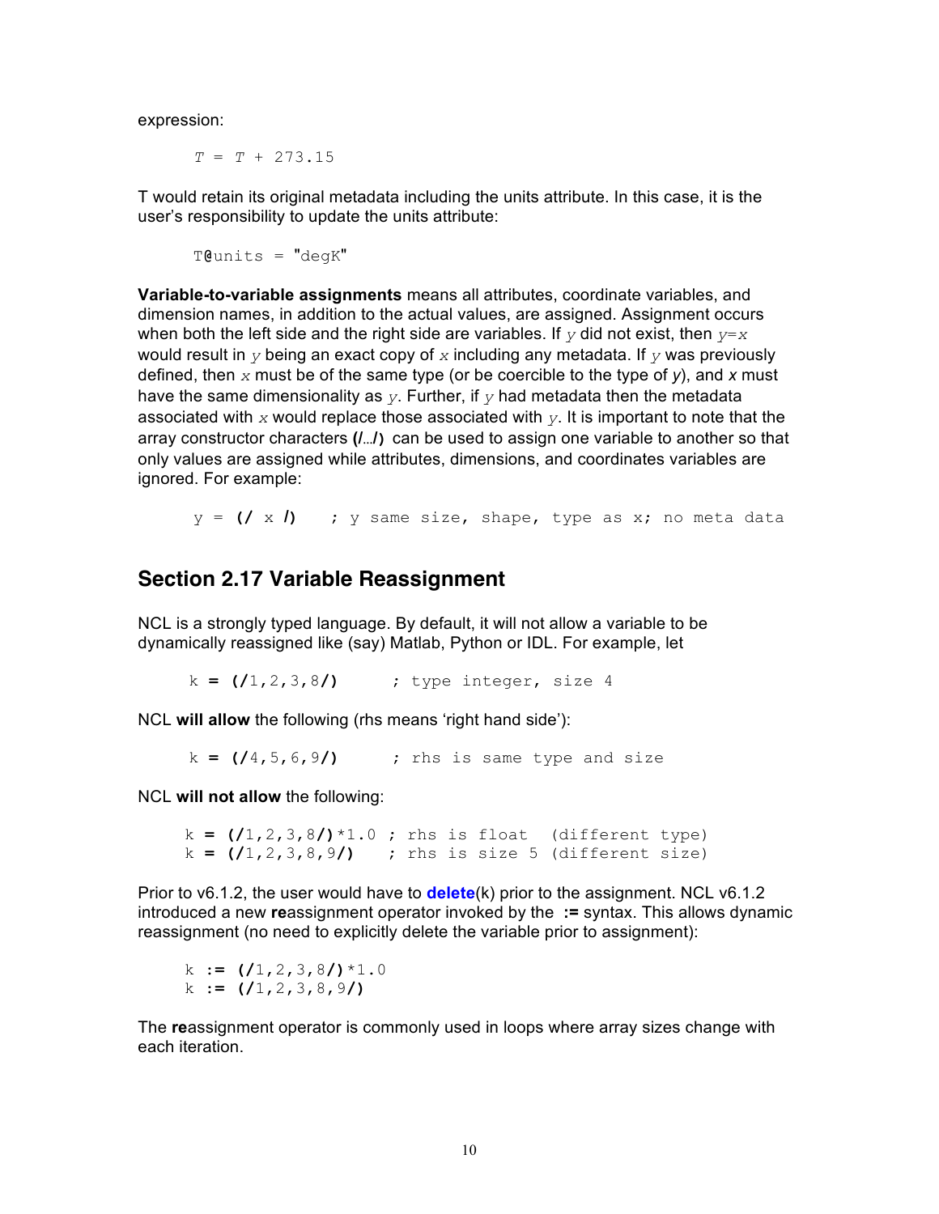expression:

```
T = T + 273.15
```

T would retain its original metadata including the units attribute. In this case, it is the user's responsibility to update the units attribute:

```
T@units = "degK"
```

**Variable-to-variable assignments** means all attributes, coordinate variables, and dimension names, in addition to the actual values, are assigned. Assignment occurs when both the left side and the right side are variables. If *y* did not exist, then *y=x* would result in *y* being an exact copy of *x* including any metadata. If *y* was previously defined, then *x* must be of the same type (or be coercible to the type of *y*), and *x* must have the same dimensionality as *y*. Further, if *y* had metadata then the metadata associated with *x* would replace those associated with *y*. It is important to note that the array constructor characters **(/…/)** can be used to assign one variable to another so that only values are assigned while attributes, dimensions, and coordinates variables are ignored. For example:

```
y = (/ x /)    ; y same size, shape, type as x; no meta data
```

## Section 2.17 Variable Reassignment

NCL is a strongly typed language. By default, it will not allow a variable to be dynamically reassigned like (say) Matlab, Python or IDL. For example, let

```
k = (/1,2,3,8/)      ; type integer, size 4
```

NCL **will allow** the following (rhs means 'right hand side'):

```
k = (/4,5,6,9/)      ; rhs is same type and size
```

NCL **will not allow** the following:

```
k = (/1,2,3,8/)*1.0 ; rhs is float  (different type)
k = (/1,2,3,8,9/)   ; rhs is size 5 (different size)
```

Prior to v6.1.2, the user would have to **delete**(k) prior to the assignment. NCL v6.1.2 introduced a new **re**assignment operator invoked by the **:=** syntax. This allows dynamic reassignment (no need to explicitly delete the variable prior to assignment):

```
k := (/1,2,3,8/)*1.0
k := (/1,2,3,8,9/)
```

The **re**assignment operator is commonly used in loops where array sizes change with each iteration.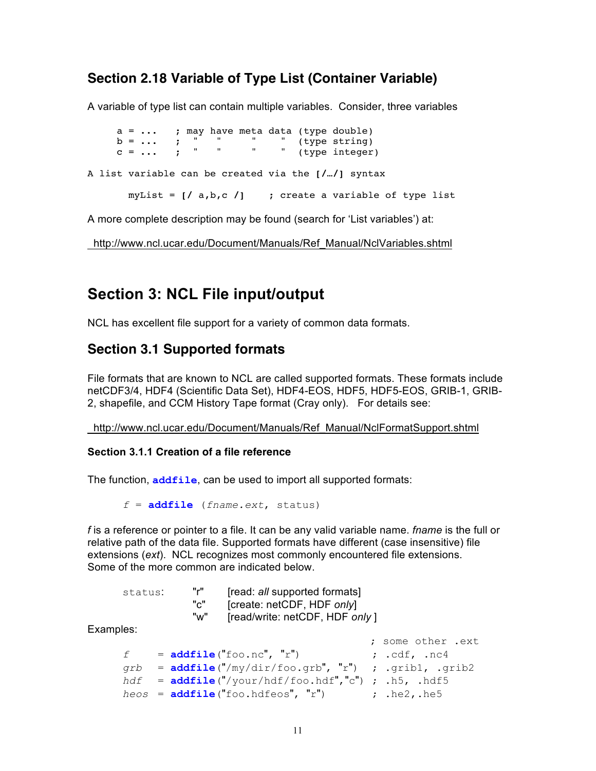## Section 2.18 Variable of Type List (Container Variable)

A variable of type list can contain multiple variables. Consider, three variables

```
a = ...   ; may have meta data (type double)
b = ...   ;  "   "    "    "  (type string)
c = ...   ;  "   "    "    "  (type integer)
```

A list variable can be created via the **[/…/]** syntax

```
myList = [/ a,b,c /]    ; create a variable of type list
```

A more complete description may be found (search for 'List variables') at:

http://www.ncl.ucar.edu/Document/Manuals/Ref_Manual/NclVariables.shtml

# Section 3: NCL File input/output

NCL has excellent file support for a variety of common data formats.

## Section 3.1 Supported formats

File formats that are known to NCL are called supported formats. These formats include netCDF3/4, HDF4 (Scientific Data Set), HDF4-EOS, HDF5, HDF5-EOS, GRIB-1, GRIB-2, shapefile, and CCM History Tape format (Cray only). For details see:

http://www.ncl.ucar.edu/Document/Manuals/Ref_Manual/NclFormatSupport.shtml

### Section 3.1.1 Creation of a file reference

The function, **addfile**, can be used to import all supported formats:

```
f = addfile (fname.ext, status)
```

*f* is a reference or pointer to a file. It can be any valid variable name. *fname* is the full or relative path of the data file. Supported formats have different (case insensitive) file extensions (*ext*). NCL recognizes most commonly encountered file extensions. Some of the more common are indicated below.

| status: | "r" | [read: *all* supported formats] |
|---|---|---|
| | "c" | [create: netCDF, HDF *only*] |
| | "w" | [read/write: netCDF, HDF *only* ] |

Examples:

```
                                             ; some other .ext
f    = addfile("foo.nc", "r")                ; .cdf, .nc4
grb  = addfile("/my/dir/foo.grb", "r")       ; .grib1, .grib2
hdf  = addfile("/your/hdf/foo.hdf","c")      ; .h5, .hdf5
heos = addfile("foo.hdfeos", "r")            ; .he2,.he5
```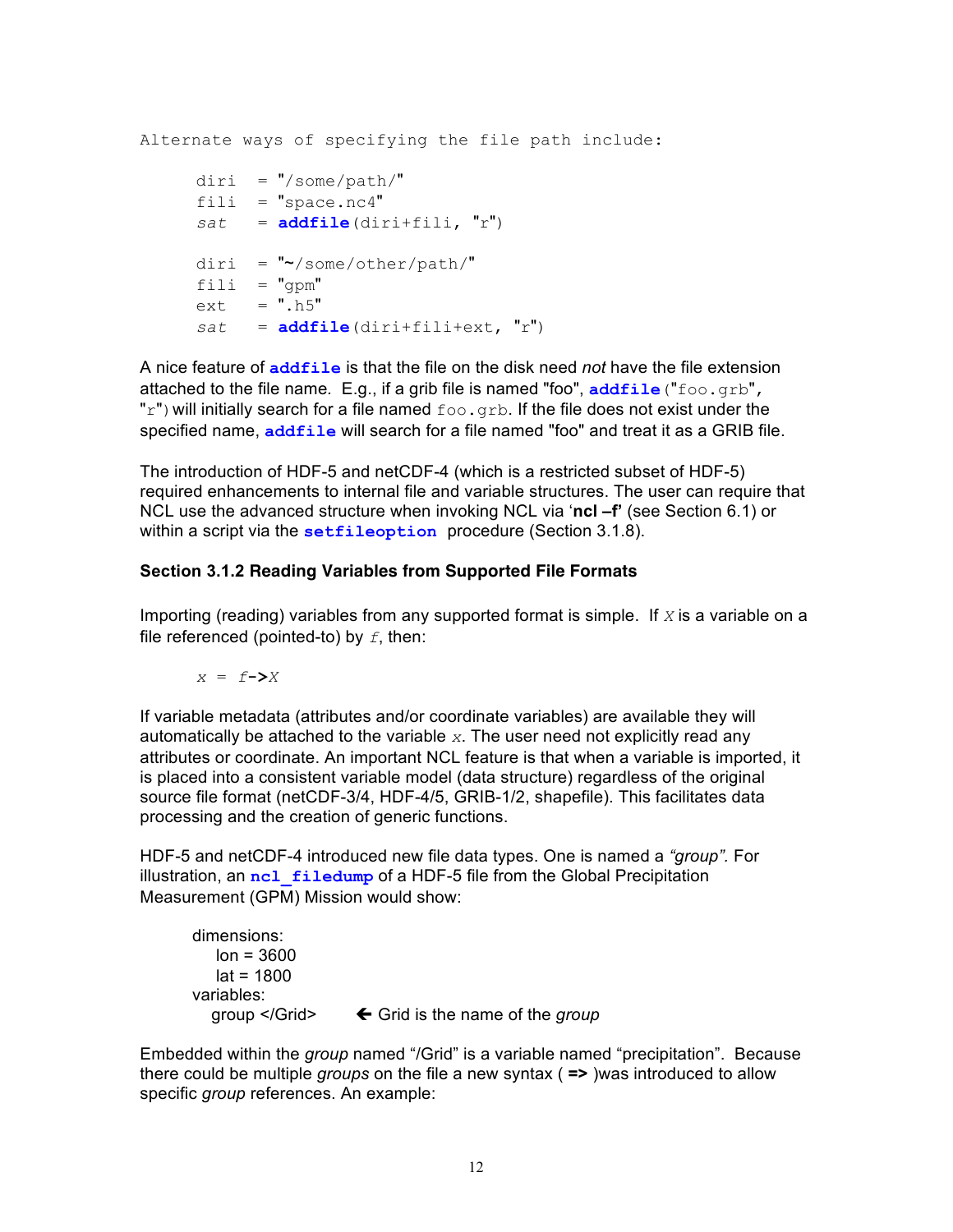Alternate ways of specifying the file path include:

```
diri  = "/some/path/"
fili  = "space.nc4"
sat   = addfile(diri+fili, "r")

diri  = "~/some/other/path/"
fili  = "gpm"
ext   = ".h5"
sat   = addfile(diri+fili+ext, "r")
```

A nice feature of **addfile** is that the file on the disk need *not* have the file extension attached to the file name. E.g., if a grib file is named "foo", **addfile**("foo.grb", "r") will initially search for a file named foo.grb. If the file does not exist under the specified name, **addfile** will search for a file named "foo" and treat it as a GRIB file.

The introduction of HDF-5 and netCDF-4 (which is a restricted subset of HDF-5) required enhancements to internal file and variable structures. The user can require that NCL use the advanced structure when invoking NCL via '**ncl –f**' (see Section 6.1) or within a script via the **setfileoption** procedure (Section 3.1.8).

### Section 3.1.2 Reading Variables from Supported File Formats

Importing (reading) variables from any supported format is simple. If *X* is a variable on a file referenced (pointed-to) by *f*, then:

```
x = f->X
```

If variable metadata (attributes and/or coordinate variables) are available they will automatically be attached to the variable *x*. The user need not explicitly read any attributes or coordinate. An important NCL feature is that when a variable is imported, it is placed into a consistent variable model (data structure) regardless of the original source file format (netCDF-3/4, HDF-4/5, GRIB-1/2, shapefile). This facilitates data processing and the creation of generic functions.

HDF-5 and netCDF-4 introduced new file data types. One is named a *"group".* For illustration, an **ncl_filedump** of a HDF-5 file from the Global Precipitation Measurement (GPM) Mission would show:

```
dimensions:
    lon = 3600
    lat = 1800
variables:
    group </Grid>        ← Grid is the name of the group
```

Embedded within the *group* named "/Grid" is a variable named "precipitation". Because there could be multiple *groups* on the file a new syntax ( **=>** )was introduced to allow specific *group* references. An example: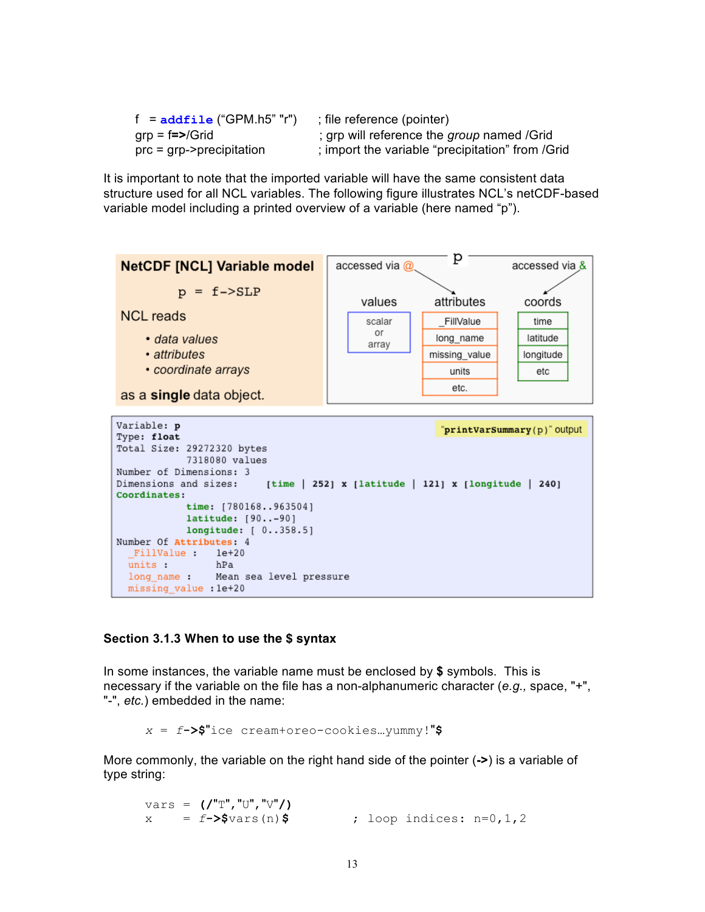```
f   = addfile ("GPM.h5" "r")        ; file reference (pointer)
grp = f=>/Grid                       ; grp will reference the group named /Grid
prc = grp->precipitation             ; import the variable "precipitation" from /Grid
```

It is important to note that the imported variable will have the same consistent data structure used for all NCL variables. The following figure illustrates NCL's netCDF-based variable model including a printed overview of a variable (here named "p").

**NetCDF [NCL] Variable model**

p = f->SLP

NCL reads

- *data values*
- *attributes*
- *coordinate arrays*

as a **single** data object.

| values (accessed via @) | attributes | coords (accessed via &) |
|---|---|---|
| scalar or array | _FillValue | time |
| | long_name | latitude |
| | missing_value | longitude |
| | units | etc |
| | etc. | |

"printVarSummary(p)" output

```
Variable: p
Type: float
Total Size: 29272320 bytes
            7318080 values
Number of Dimensions: 3
Dimensions and sizes:     [time | 252] x [latitude | 121] x [longitude | 240]
Coordinates:
            time: [780168..963504]
            latitude: [90..-90]
            longitude: [ 0..358.5]
Number Of Attributes: 4
  _FillValue :    1e+20
  units :         hPa
  long_name :     Mean sea level pressure
  missing_value :1e+20
```

### Section 3.1.3 When to use the $ syntax

In some instances, the variable name must be enclosed by **$** symbols. This is necessary if the variable on the file has a non-alphanumeric character (*e.g.,* space, "+", "-", *etc.*) embedded in the name:

```
x = f->$"ice cream+oreo-cookies…yummy!"$
```

More commonly, the variable on the right hand side of the pointer (**->**) is a variable of type string:

```
vars = (/"T","U","V"/)
x    = f->$vars(n)$        ; loop indices: n=0,1,2
```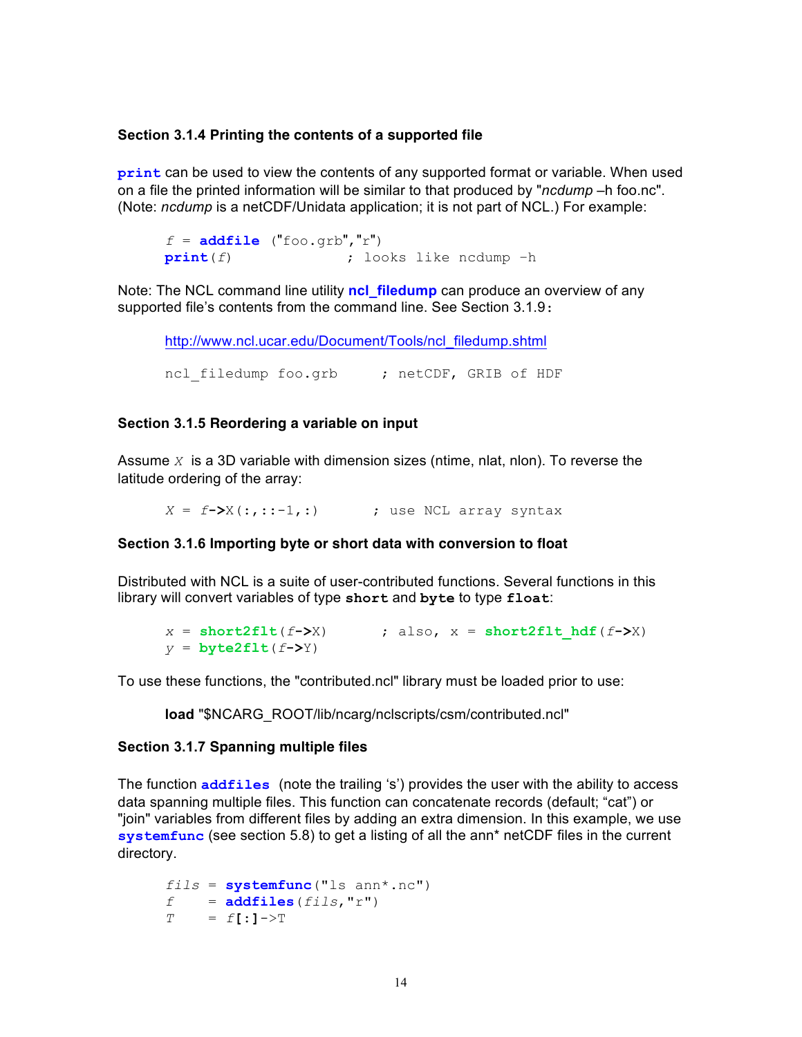### Section 3.1.4 Printing the contents of a supported file

**print** can be used to view the contents of any supported format or variable. When used on a file the printed information will be similar to that produced by "*ncdump* –h foo.nc". (Note: *ncdump* is a netCDF/Unidata application; it is not part of NCL.) For example:

```
f = addfile ("foo.grb","r")
print(f)              ; looks like ncdump -h
```

Note: The NCL command line utility **ncl_filedump** can produce an overview of any supported file's contents from the command line. See Section 3.1.9:

http://www.ncl.ucar.edu/Document/Tools/ncl_filedump.shtml

```
ncl_filedump foo.grb     ; netCDF, GRIB of HDF
```

### Section 3.1.5 Reordering a variable on input

Assume *X* is a 3D variable with dimension sizes (ntime, nlat, nlon). To reverse the latitude ordering of the array:

```
X = f->X(:,::-1,:)      ; use NCL array syntax
```

### Section 3.1.6 Importing byte or short data with conversion to float

Distributed with NCL is a suite of user-contributed functions. Several functions in this library will convert variables of type **short** and **byte** to type **float**:

```
x = short2flt(f->X)      ; also, x = short2flt_hdf(f->X)
y = byte2flt(f->Y)
```

To use these functions, the "contributed.ncl" library must be loaded prior to use:

**load** "$NCARG_ROOT/lib/ncarg/nclscripts/csm/contributed.ncl"

### Section 3.1.7 Spanning multiple files

The function **addfiles** (note the trailing 's') provides the user with the ability to access data spanning multiple files. This function can concatenate records (default; "cat") or "join" variables from different files by adding an extra dimension. In this example, we use **systemfunc** (see section 5.8) to get a listing of all the ann* netCDF files in the current directory.

```
fils = systemfunc("ls ann*.nc")
f    = addfiles(fils,"r")
T    = f[:]->T
```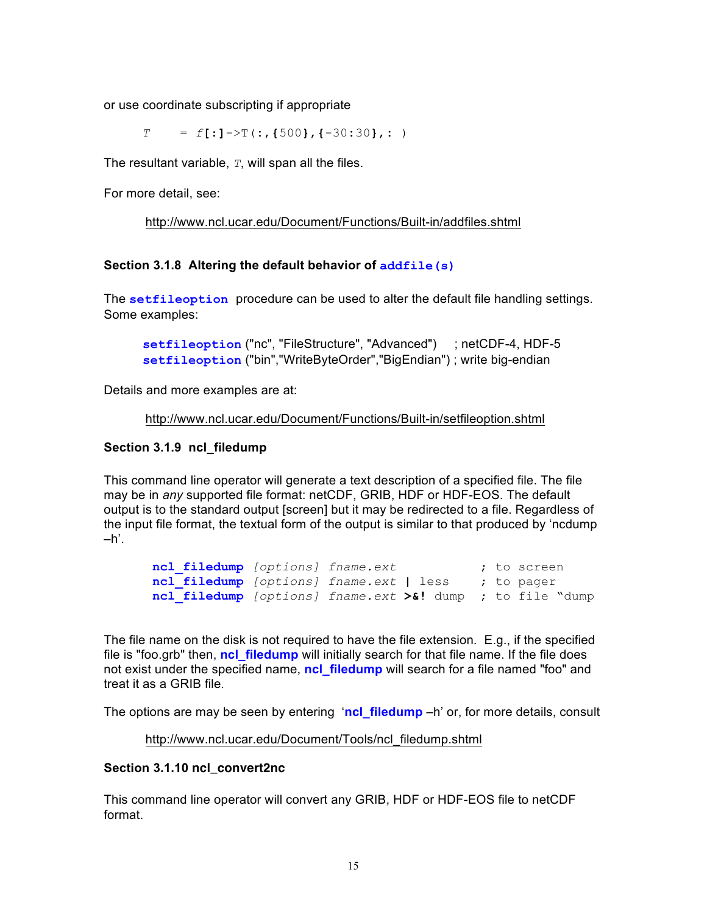or use coordinate subscripting if appropriate

```
T    = f[:]->T(:,{500},{-30:30},: )
```

The resultant variable, *T*, will span all the files.

For more detail, see:

http://www.ncl.ucar.edu/Document/Functions/Built-in/addfiles.shtml

### Section 3.1.8 Altering the default behavior of addfile(s)

The **setfileoption** procedure can be used to alter the default file handling settings. Some examples:

```
setfileoption ("nc", "FileStructure", "Advanced")     ; netCDF-4, HDF-5
setfileoption ("bin","WriteByteOrder","BigEndian") ; write big-endian
```

Details and more examples are at:

http://www.ncl.ucar.edu/Document/Functions/Built-in/setfileoption.shtml

### Section 3.1.9 ncl_filedump

This command line operator will generate a text description of a specified file. The file may be in *any* supported file format: netCDF, GRIB, HDF or HDF-EOS. The default output is to the standard output [screen] but it may be redirected to a file. Regardless of the input file format, the textual form of the output is similar to that produced by 'ncdump –h'.

```
ncl_filedump [options] fname.ext            ; to screen
ncl_filedump [options] fname.ext | less     ; to pager
ncl_filedump [options] fname.ext >&! dump   ; to file "dump
```

The file name on the disk is not required to have the file extension. E.g., if the specified file is "foo.grb" then, **ncl_filedump** will initially search for that file name. If the file does not exist under the specified name, **ncl_filedump** will search for a file named "foo" and treat it as a GRIB file.

The options are may be seen by entering '**ncl_filedump** –h' or, for more details, consult

http://www.ncl.ucar.edu/Document/Tools/ncl_filedump.shtml

### Section 3.1.10 ncl_convert2nc

This command line operator will convert any GRIB, HDF or HDF-EOS file to netCDF format.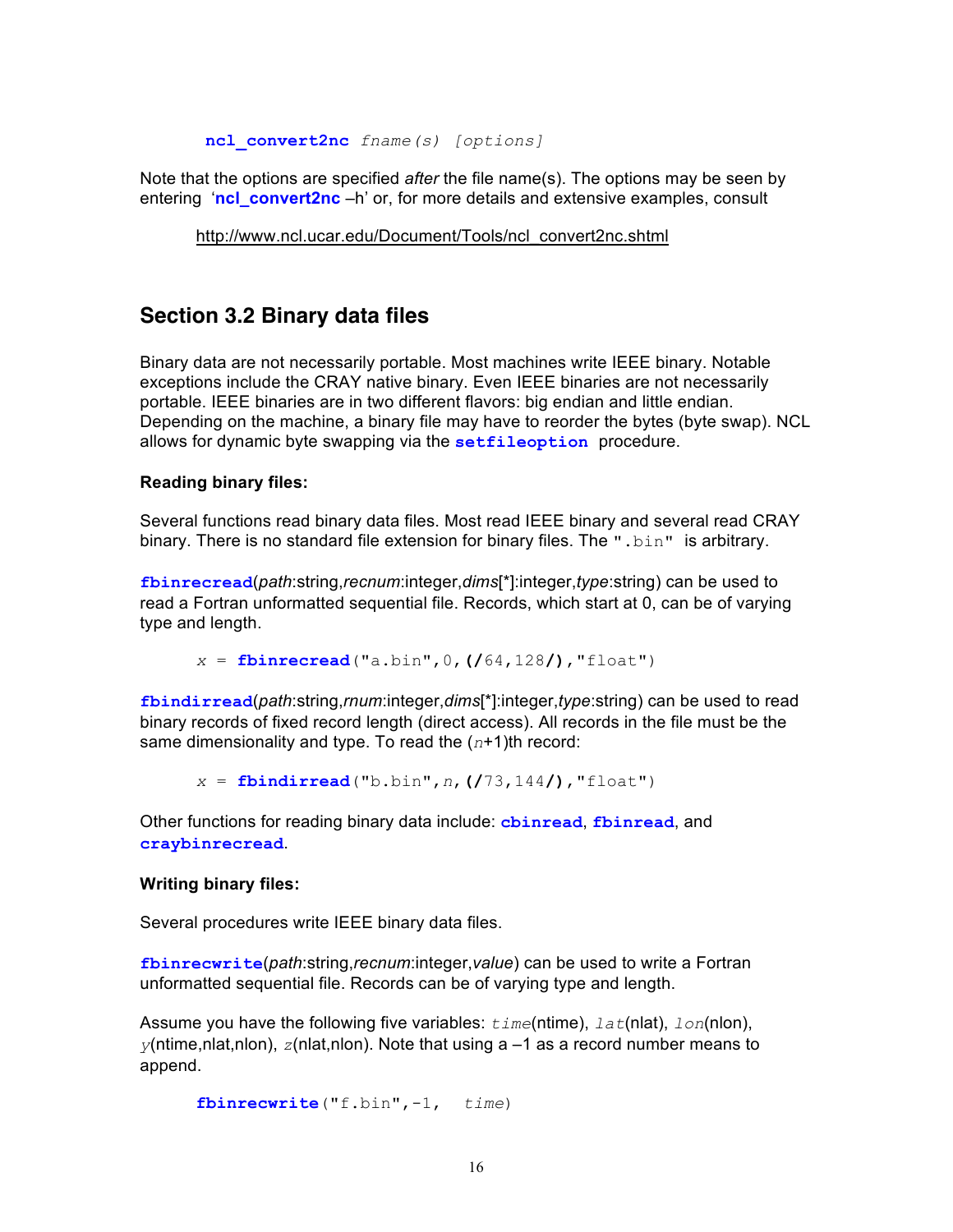```
ncl_convert2nc fname(s) [options]
```

Note that the options are specified *after* the file name(s). The options may be seen by entering '**ncl_convert2nc** –h' or, for more details and extensive examples, consult

http://www.ncl.ucar.edu/Document/Tools/ncl_convert2nc.shtml

## Section 3.2 Binary data files

Binary data are not necessarily portable. Most machines write IEEE binary. Notable exceptions include the CRAY native binary. Even IEEE binaries are not necessarily portable. IEEE binaries are in two different flavors: big endian and little endian. Depending on the machine, a binary file may have to reorder the bytes (byte swap). NCL allows for dynamic byte swapping via the `setfileoption` procedure.

**Reading binary files:**

Several functions read binary data files. Most read IEEE binary and several read CRAY binary. There is no standard file extension for binary files. The `".bin"` is arbitrary.

`fbinrecread`(*path*:string,*recnum*:integer,*dims*[*]:integer,*type*:string) can be used to read a Fortran unformatted sequential file. Records, which start at 0, can be of varying type and length.

```
x = fbinrecread("a.bin",0,(/64,128/),"float")
```

`fbindirread`(*path*:string,*rnum*:integer,*dims*[*]:integer,*type*:string) can be used to read binary records of fixed record length (direct access). All records in the file must be the same dimensionality and type. To read the ($n$+1)th record:

```
x = fbindirread("b.bin",n,(/73,144/),"float")
```

Other functions for reading binary data include: `cbinread`, `fbinread`, and `craybinrecread`.

**Writing binary files:**

Several procedures write IEEE binary data files.

`fbinrecwrite`(*path*:string,*recnum*:integer,*value*) can be used to write a Fortran unformatted sequential file. Records can be of varying type and length.

Assume you have the following five variables: *time*(ntime), *lat*(nlat), *lon*(nlon), *y*(ntime,nlat,nlon), *z*(nlat,nlon). Note that using a –1 as a record number means to append.

```
fbinrecwrite("f.bin",-1, time)
```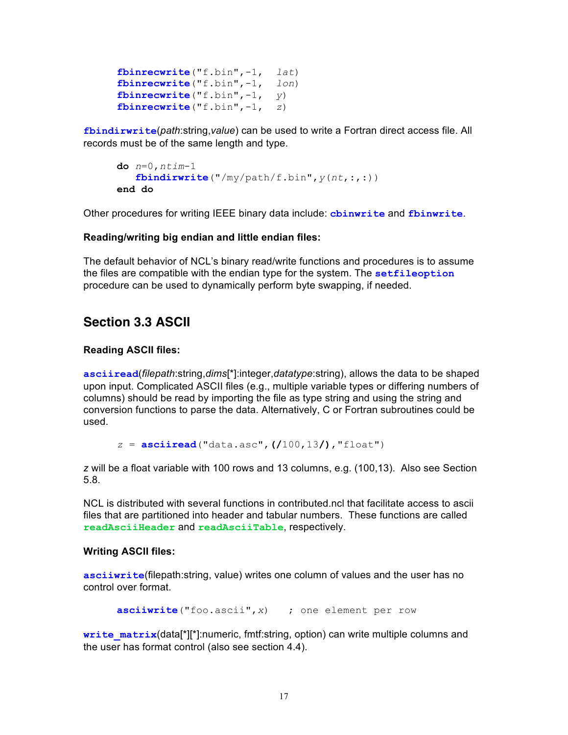```
fbinrecwrite("f.bin",-1,  lat)
fbinrecwrite("f.bin",-1,  lon)
fbinrecwrite("f.bin",-1,  y)
fbinrecwrite("f.bin",-1,  z)
```

**fbindirwrite**(*path*:string,*value*) can be used to write a Fortran direct access file. All records must be of the same length and type.

```
do n=0,ntim-1
   fbindirwrite("/my/path/f.bin",y(nt,:,:))
end do
```

Other procedures for writing IEEE binary data include: **cbinwrite** and **fbinwrite**.

**Reading/writing big endian and little endian files:**

The default behavior of NCL's binary read/write functions and procedures is to assume the files are compatible with the endian type for the system. The **setfileoption** procedure can be used to dynamically perform byte swapping, if needed.

## Section 3.3 ASCII

**Reading ASCII files:**

**asciiread**(*filepath*:string,*dims*[*]:integer,*datatype*:string), allows the data to be shaped upon input. Complicated ASCII files (e.g., multiple variable types or differing numbers of columns) should be read by importing the file as type string and using the string and conversion functions to parse the data. Alternatively, C or Fortran subroutines could be used.

```
z = asciiread("data.asc",(/100,13/),"float")
```

*z* will be a float variable with 100 rows and 13 columns, e.g. (100,13). Also see Section 5.8.

NCL is distributed with several functions in contributed.ncl that facilitate access to ascii files that are partitioned into header and tabular numbers. These functions are called **readAsciiHeader** and **readAsciiTable**, respectively.

**Writing ASCII files:**

**asciiwrite**(filepath:string, value) writes one column of values and the user has no control over format.

```
asciiwrite("foo.ascii",x)   ; one element per row
```

**write_matrix**(data[*][*]:numeric, fmtf:string, option) can write multiple columns and the user has format control (also see section 4.4).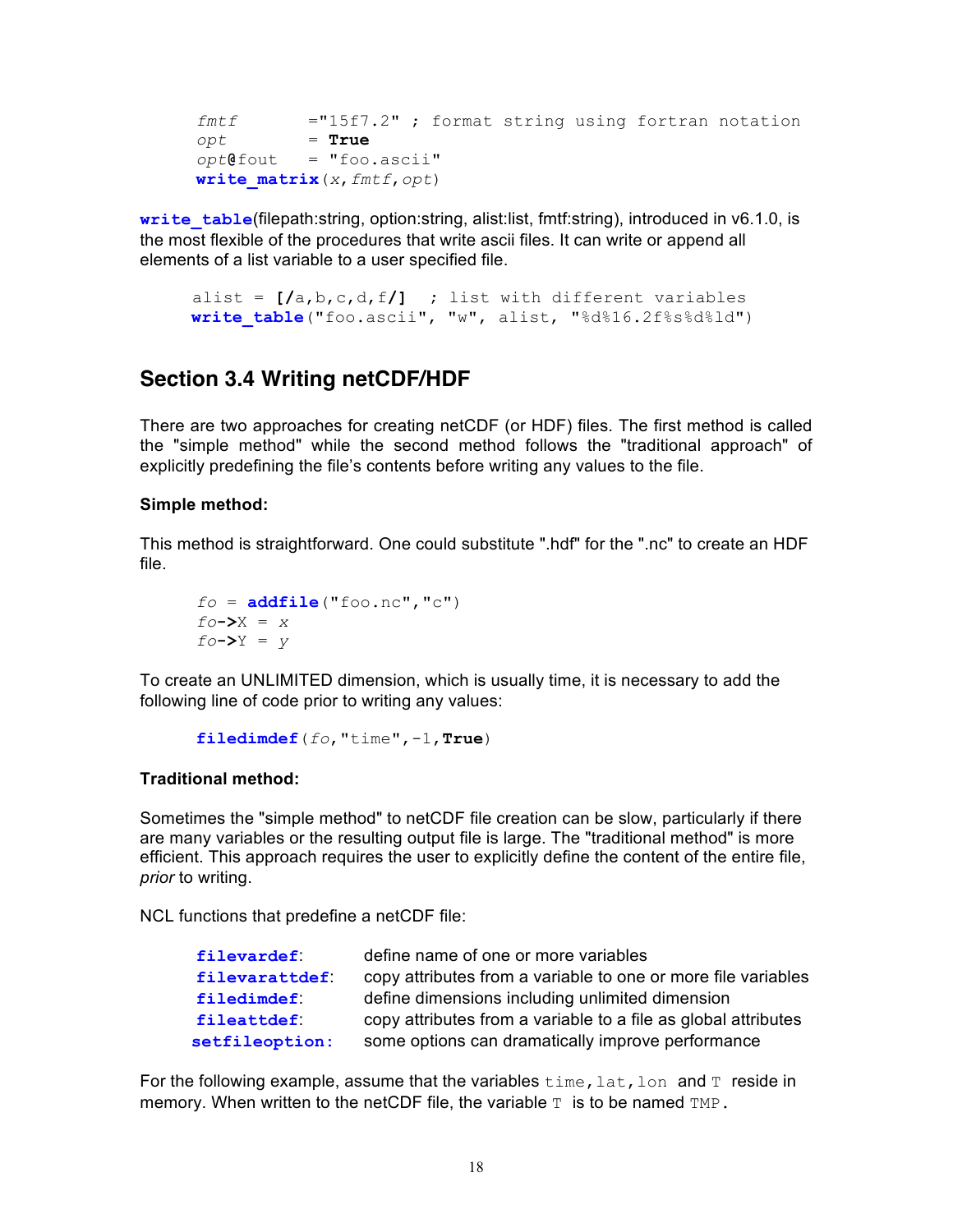```
fmtf       ="15f7.2" ; format string using fortran notation
opt        = True
opt@fout   = "foo.ascii"
write_matrix(x,fmtf,opt)
```

**write_table**(filepath:string, option:string, alist:list, fmtf:string), introduced in v6.1.0, is the most flexible of the procedures that write ascii files. It can write or append all elements of a list variable to a user specified file.

```
alist = [/a,b,c,d,f/]  ; list with different variables
write_table("foo.ascii", "w", alist, "%d%16.2f%s%d%ld")
```

## Section 3.4 Writing netCDF/HDF

There are two approaches for creating netCDF (or HDF) files. The first method is called the "simple method" while the second method follows the "traditional approach" of explicitly predefining the file's contents before writing any values to the file.

**Simple method:**

This method is straightforward. One could substitute ".hdf" for the ".nc" to create an HDF file.

```
fo = addfile("foo.nc","c")
fo->X = x
fo->Y = y
```

To create an UNLIMITED dimension, which is usually time, it is necessary to add the following line of code prior to writing any values:

```
filedimdef(fo,"time",-1,True)
```

**Traditional method:**

Sometimes the "simple method" to netCDF file creation can be slow, particularly if there are many variables or the resulting output file is large. The "traditional method" is more efficient. This approach requires the user to explicitly define the content of the entire file, *prior* to writing.

NCL functions that predefine a netCDF file:

| | |
|---|---|
| **filevardef**: | define name of one or more variables |
| **filevarattdef**: | copy attributes from a variable to one or more file variables |
| **filedimdef**: | define dimensions including unlimited dimension |
| **fileattdef**: | copy attributes from a variable to a file as global attributes |
| **setfileoption:** | some options can dramatically improve performance |

For the following example, assume that the variables `time,lat,lon` and `T` reside in memory. When written to the netCDF file, the variable `T` is to be named `TMP`.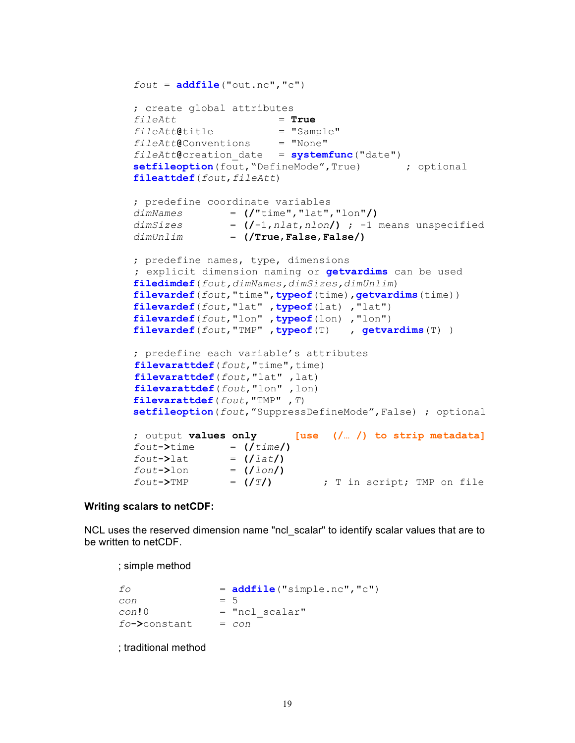```
fout = addfile("out.nc","c")

; create global attributes
fileAtt                   = True
fileAtt@title             = "Sample"
fileAtt@Conventions       = "None"
fileAtt@creation_date     = systemfunc("date")
setfileoption(fout,"DefineMode",True)        ; optional
fileattdef(fout,fileAtt)

; predefine coordinate variables
dimNames        = (/"time","lat","lon"/)
dimSizes        = (/-1,nlat,nlon/)  ; -1 means unspecified
dimUnlim        = (/True,False,False/)

; predefine names, type, dimensions
; explicit dimension naming or getvardims can be used
filedimdef(fout,dimNames,dimSizes,dimUnlim)
filevardef(fout,"time",typeof(time),getvardims(time))
filevardef(fout,"lat" ,typeof(lat) ,"lat")
filevardef(fout,"lon" ,typeof(lon) ,"lon")
filevardef(fout,"TMP" ,typeof(T)   , getvardims(T) )

; predefine each variable's attributes
filevarattdef(fout,"time",time)
filevarattdef(fout,"lat" ,lat)
filevarattdef(fout,"lon" ,lon)
filevarattdef(fout,"TMP" ,T)
setfileoption(fout,"SuppressDefineMode",False) ; optional

; output values only      [use  (/… /) to strip metadata]
fout->time      = (/time/)
fout->lat       = (/lat/)
fout->lon       = (/lon/)
fout->TMP       = (/T/)         ; T in script; TMP on file
```

**Writing scalars to netCDF:**

NCL uses the reserved dimension name "ncl_scalar" to identify scalar values that are to be written to netCDF.

; simple method

```
fo              = addfile("simple.nc","c")
con             = 5
con!0           = "ncl_scalar"
fo->constant    = con
```

; traditional method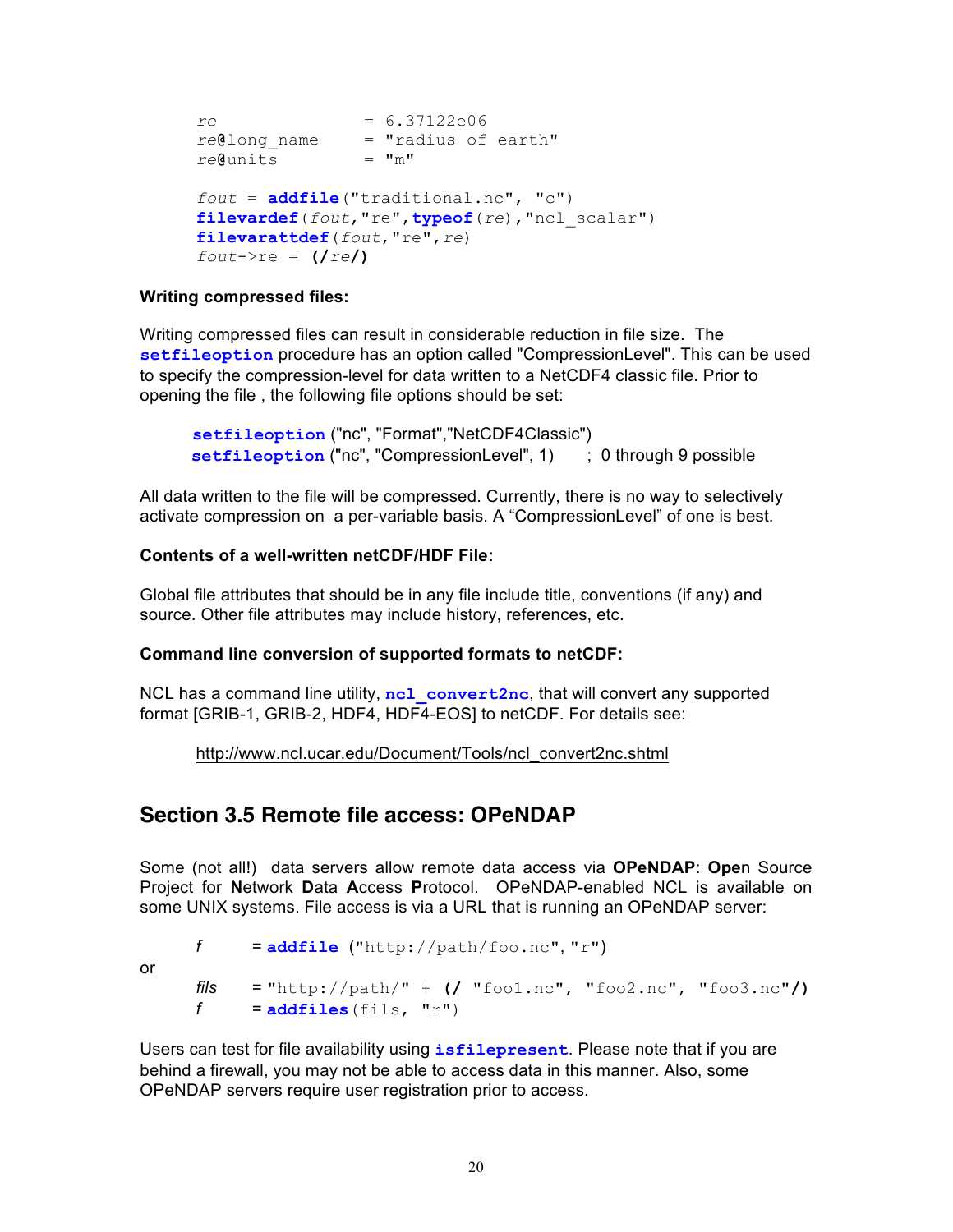```
re              = 6.37122e06
re@long_name    = "radius of earth"
re@units        = "m"

fout = addfile("traditional.nc", "c")
filevardef(fout,"re",typeof(re),"ncl_scalar")
filevarattdef(fout,"re",re)
fout->re = (/re/)
```

**Writing compressed files:**

Writing compressed files can result in considerable reduction in file size. The **setfileoption** procedure has an option called "CompressionLevel". This can be used to specify the compression-level for data written to a NetCDF4 classic file. Prior to opening the file , the following file options should be set:

```
setfileoption ("nc", "Format","NetCDF4Classic")
setfileoption ("nc", "CompressionLevel", 1)      ;  0 through 9 possible
```

All data written to the file will be compressed. Currently, there is no way to selectively activate compression on a per-variable basis. A "CompressionLevel" of one is best.

**Contents of a well-written netCDF/HDF File:**

Global file attributes that should be in any file include title, conventions (if any) and source. Other file attributes may include history, references, etc.

**Command line conversion of supported formats to netCDF:**

NCL has a command line utility, **ncl_convert2nc**, that will convert any supported format [GRIB-1, GRIB-2, HDF4, HDF4-EOS] to netCDF. For details see:

http://www.ncl.ucar.edu/Document/Tools/ncl_convert2nc.shtml

## Section 3.5 Remote file access: OPeNDAP

Some (not all!) data servers allow remote data access via **OPeNDAP**: **Ope**n Source Project for **N**etwork **D**ata **A**ccess **P**rotocol. OPeNDAP-enabled NCL is available on some UNIX systems. File access is via a URL that is running an OPeNDAP server:

```
f     = addfile ("http://path/foo.nc", "r")
```

or

```
fils  = "http://path/" + (/ "foo1.nc", "foo2.nc", "foo3.nc"/)
f     = addfiles(fils, "r")
```

Users can test for file availability using **isfilepresent**. Please note that if you are behind a firewall, you may not be able to access data in this manner. Also, some OPeNDAP servers require user registration prior to access.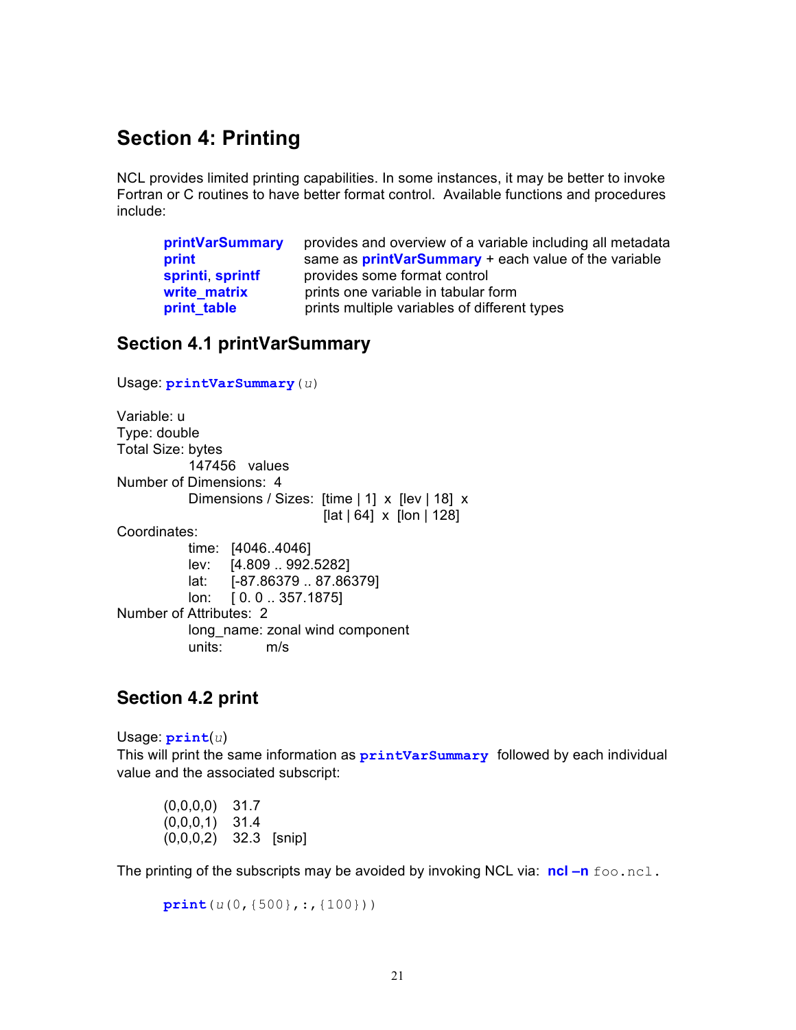# Section 4: Printing

NCL provides limited printing capabilities. In some instances, it may be better to invoke Fortran or C routines to have better format control. Available functions and procedures include:

| | |
|---|---|
| **printVarSummary** | provides and overview of a variable including all metadata |
| **print** | same as **printVarSummary** + each value of the variable |
| **sprinti**, **sprintf** | provides some format control |
| **write_matrix** | prints one variable in tabular form |
| **print_table** | prints multiple variables of different types |

## Section 4.1 printVarSummary

Usage: `printVarSummary(u)`

```
Variable: u
Type: double
Total Size: bytes
            147456   values
Number of Dimensions:  4
            Dimensions / Sizes:  [time | 1]  x  [lev | 18]  x
                                 [lat | 64]  x  [lon | 128]
Coordinates:
            time:   [4046..4046]
            lev:    [4.809 .. 992.5282]
            lat:    [-87.86379 .. 87.86379]
            lon:    [ 0. 0 .. 357.1875]
Number of Attributes:  2
            long_name: zonal wind component
            units:        m/s
```

## Section 4.2 print

Usage: `print(u)`

This will print the same information as `printVarSummary` followed by each individual value and the associated subscript:

```
(0,0,0,0)   31.7
(0,0,0,1)   31.4
(0,0,0,2)   32.3   [snip]
```

The printing of the subscripts may be avoided by invoking NCL via: **ncl –n** `foo.ncl`.

```
print(u(0,{500},:,{100}))
```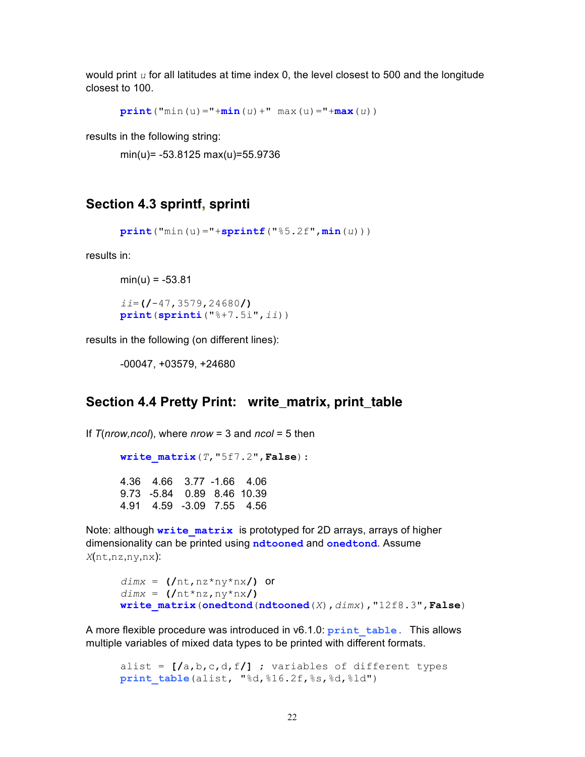would print *u* for all latitudes at time index 0, the level closest to 500 and the longitude closest to 100.

```
print("min(u)="+min(u)+" max(u)="+max(u))
```

results in the following string:

min(u)= -53.8125 max(u)=55.9736

## Section 4.3 sprintf, sprinti

```
print("min(u)="+sprintf("%5.2f",min(u)))
```

results in:

min(u) = -53.81

```
ii=(/-47,3579,24680/)
print(sprinti("%+7.5i",ii))
```

results in the following (on different lines):

-00047, +03579, +24680

## Section 4.4 Pretty Print: write_matrix, print_table

If *T*(*nrow,ncol*), where *nrow* = 3 and *ncol* = 5 then

```
write_matrix(T,"5f7.2",False):
```

```
4.36   4.66   3.77  -1.66   4.06
9.73  -5.84   0.89   8.46  10.39
4.91   4.59  -3.09   7.55   4.56
```

Note: although **write_matrix** is prototyped for 2D arrays, arrays of higher dimensionality can be printed using **ndtooned** and **onedtond**. Assume *X*(nt,nz,ny,nx):

```
dimx = (/nt,nz*ny*nx/)  or
dimx = (/nt*nz,ny*nx/)
write_matrix(onedtond(ndtooned(X),dimx),"12f8.3",False)
```

A more flexible procedure was introduced in v6.1.0: **print_table.** This allows multiple variables of mixed data types to be printed with different formats.

```
alist = [/a,b,c,d,f/] ; variables of different types
print_table(alist, "%d,%16.2f,%s,%d,%ld")
```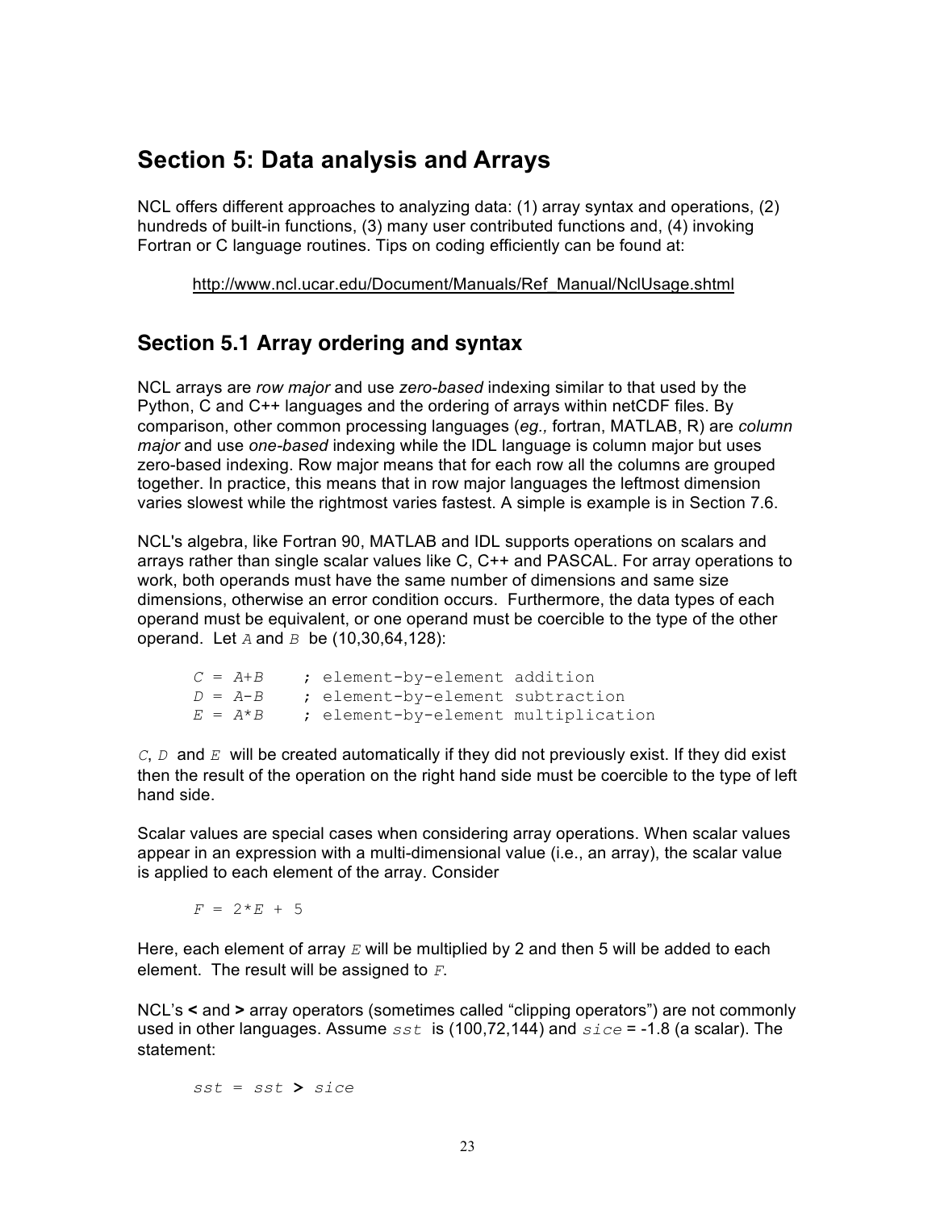## Section 5: Data analysis and Arrays

NCL offers different approaches to analyzing data: (1) array syntax and operations, (2) hundreds of built-in functions, (3) many user contributed functions and, (4) invoking Fortran or C language routines. Tips on coding efficiently can be found at:

http://www.ncl.ucar.edu/Document/Manuals/Ref_Manual/NclUsage.shtml

### Section 5.1 Array ordering and syntax

NCL arrays are *row major* and use *zero-based* indexing similar to that used by the Python, C and C++ languages and the ordering of arrays within netCDF files. By comparison, other common processing languages (*eg.,* fortran, MATLAB, R) are *column major* and use *one-based* indexing while the IDL language is column major but uses zero-based indexing. Row major means that for each row all the columns are grouped together. In practice, this means that in row major languages the leftmost dimension varies slowest while the rightmost varies fastest. A simple is example is in Section 7.6.

NCL's algebra, like Fortran 90, MATLAB and IDL supports operations on scalars and arrays rather than single scalar values like C, C++ and PASCAL. For array operations to work, both operands must have the same number of dimensions and same size dimensions, otherwise an error condition occurs. Furthermore, the data types of each operand must be equivalent, or one operand must be coercible to the type of the other operand. Let *A* and *B* be (10,30,64,128):

```
C = A+B    ; element-by-element addition
D = A-B    ; element-by-element subtraction
E = A*B    ; element-by-element multiplication
```

*C*, *D* and *E* will be created automatically if they did not previously exist. If they did exist then the result of the operation on the right hand side must be coercible to the type of left hand side.

Scalar values are special cases when considering array operations. When scalar values appear in an expression with a multi-dimensional value (i.e., an array), the scalar value is applied to each element of the array. Consider

```
F = 2*E + 5
```

Here, each element of array *E* will be multiplied by 2 and then 5 will be added to each element. The result will be assigned to *F*.

NCL's **<** and **>** array operators (sometimes called "clipping operators") are not commonly used in other languages. Assume *sst* is (100,72,144) and *sice* = -1.8 (a scalar). The statement:

```
sst = sst > sice
```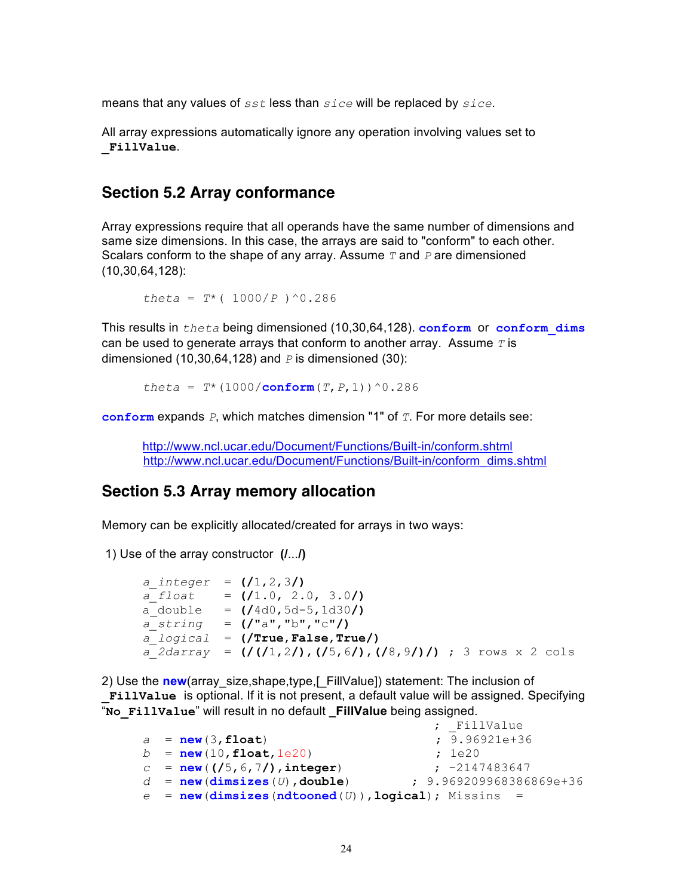means that any values of *sst* less than *sice* will be replaced by *sice*.

All array expressions automatically ignore any operation involving values set to **_FillValue**.

## Section 5.2 Array conformance

Array expressions require that all operands have the same number of dimensions and same size dimensions. In this case, the arrays are said to "conform" to each other. Scalars conform to the shape of any array. Assume *T* and *P* are dimensioned (10,30,64,128):

```
theta = T*( 1000/P )^0.286
```

This results in *theta* being dimensioned (10,30,64,128). **conform** or **conform_dims** can be used to generate arrays that conform to another array. Assume *T* is dimensioned (10,30,64,128) and *P* is dimensioned (30):

```
theta = T*(1000/conform(T,P,1))^0.286
```

**conform** expands *P*, which matches dimension "1" of *T*. For more details see:

http://www.ncl.ucar.edu/Document/Functions/Built-in/conform.shtml
http://www.ncl.ucar.edu/Document/Functions/Built-in/conform_dims.shtml

## Section 5.3 Array memory allocation

Memory can be explicitly allocated/created for arrays in two ways:

1) Use of the array constructor **(/.../)**

```
a_integer  = (/1,2,3/)
a_float    = (/1.0, 2.0, 3.0/)
a_double   = (/4d0,5d-5,1d30/)
a_string   = (/"a","b","c"/)
a_logical  = (/True,False,True/)
a_2darray  = (/(/1,2/),(/5,6/),(/8,9/)/) ; 3 rows x 2 cols
```

2) Use the **new**(array_size,shape,type,[_FillValue]) statement: The inclusion of **_FillValue** is optional. If it is not present, a default value will be assigned. Specifying "**No_FillValue**" will result in no default **_FillValue** being assigned.

```
                                        ; _FillValue
a  = new(3,float)                       ; 9.96921e+36
b  = new(10,float,1e20)                 ; 1e20
c  = new((/5,6,7/),integer)             ; -2147483647
d  = new(dimsizes(U),double)         ; 9.969209968386869e+36
e  = new(dimsizes(ndtooned(U)),logical); Missins  =
```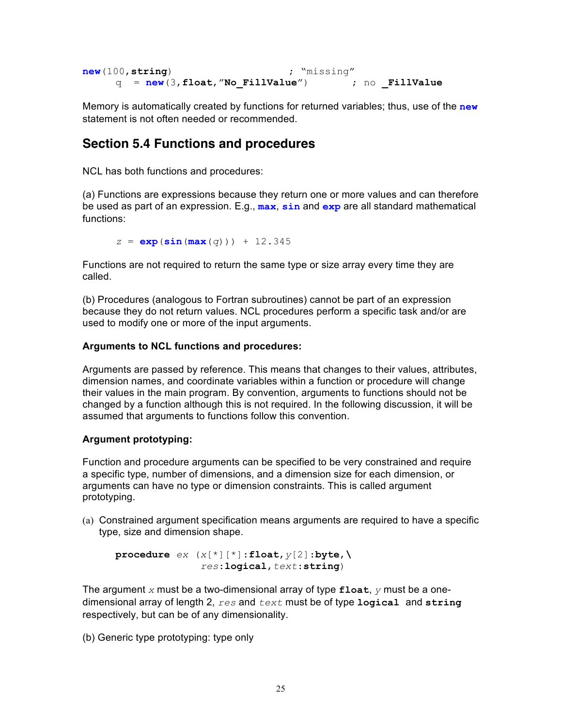```
new(100,string)                    ; "missing"
      q  = new(3,float,"No_FillValue")        ; no _FillValue
```

Memory is automatically created by functions for returned variables; thus, use of the **new** statement is not often needed or recommended.

## Section 5.4 Functions and procedures

NCL has both functions and procedures:

(a) Functions are expressions because they return one or more values and can therefore be used as part of an expression. E.g., **max**, **sin** and **exp** are all standard mathematical functions:

```
z = exp(sin(max(q))) + 12.345
```

Functions are not required to return the same type or size array every time they are called.

(b) Procedures (analogous to Fortran subroutines) cannot be part of an expression because they do not return values. NCL procedures perform a specific task and/or are used to modify one or more of the input arguments.

**Arguments to NCL functions and procedures:**

Arguments are passed by reference. This means that changes to their values, attributes, dimension names, and coordinate variables within a function or procedure will change their values in the main program. By convention, arguments to functions should not be changed by a function although this is not required. In the following discussion, it will be assumed that arguments to functions follow this convention.

**Argument prototyping:**

Function and procedure arguments can be specified to be very constrained and require a specific type, number of dimensions, and a dimension size for each dimension, or arguments can have no type or dimension constraints. This is called argument prototyping.

(a) Constrained argument specification means arguments are required to have a specific type, size and dimension shape.

```
procedure ex (x[*][*]:float,y[2]:byte,\
              res:logical,text:string)
```

The argument *x* must be a two-dimensional array of type **float**, *y* must be a one-dimensional array of length 2, *res* and *text* must be of type **logical** and **string** respectively, but can be of any dimensionality.

(b) Generic type prototyping: type only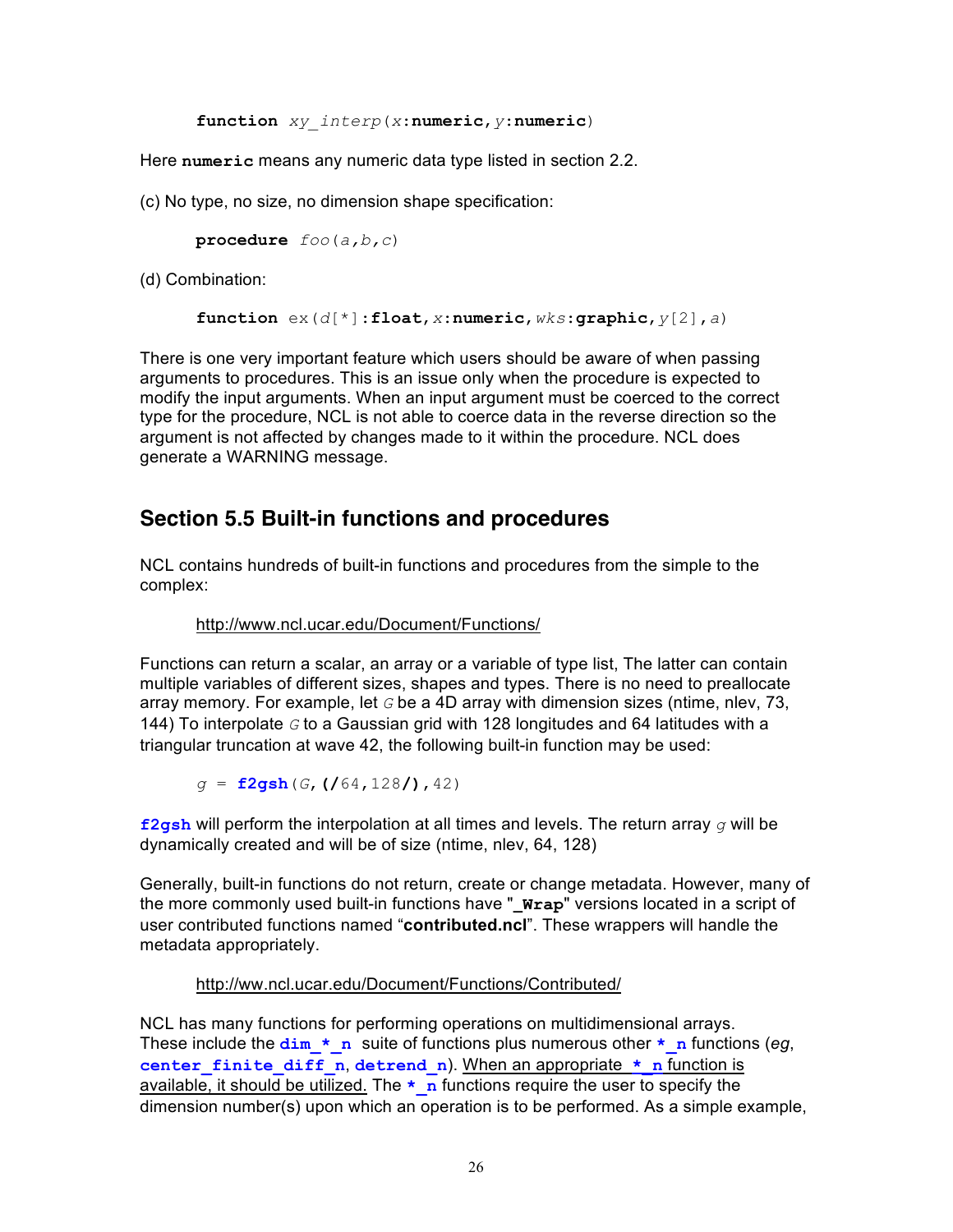```
function xy_interp(x:numeric,y:numeric)
```

Here **numeric** means any numeric data type listed in section 2.2.

(c) No type, no size, no dimension shape specification:

```
procedure foo(a,b,c)
```

(d) Combination:

```
function ex(d[*]:float,x:numeric,wks:graphic,y[2],a)
```

There is one very important feature which users should be aware of when passing arguments to procedures. This is an issue only when the procedure is expected to modify the input arguments. When an input argument must be coerced to the correct type for the procedure, NCL is not able to coerce data in the reverse direction so the argument is not affected by changes made to it within the procedure. NCL does generate a WARNING message.

## Section 5.5 Built-in functions and procedures

NCL contains hundreds of built-in functions and procedures from the simple to the complex:

http://www.ncl.ucar.edu/Document/Functions/

Functions can return a scalar, an array or a variable of type list, The latter can contain multiple variables of different sizes, shapes and types. There is no need to preallocate array memory. For example, let *G* be a 4D array with dimension sizes (ntime, nlev, 73, 144) To interpolate *G* to a Gaussian grid with 128 longitudes and 64 latitudes with a triangular truncation at wave 42, the following built-in function may be used:

```
g = f2gsh(G,(/64,128/),42)
```

**f2gsh** will perform the interpolation at all times and levels. The return array *g* will be dynamically created and will be of size (ntime, nlev, 64, 128)

Generally, built-in functions do not return, create or change metadata. However, many of the more commonly used built-in functions have "**_Wrap**" versions located in a script of user contributed functions named "**contributed.ncl**". These wrappers will handle the metadata appropriately.

http://ww.ncl.ucar.edu/Document/Functions/Contributed/

NCL has many functions for performing operations on multidimensional arrays. These include the **dim_*_n** suite of functions plus numerous other **\*_n** functions (*eg*, **center_finite_diff_n**, **detrend_n**). When an appropriate **\*_n** function is available, it should be utilized. The **\*_n** functions require the user to specify the dimension number(s) upon which an operation is to be performed. As a simple example,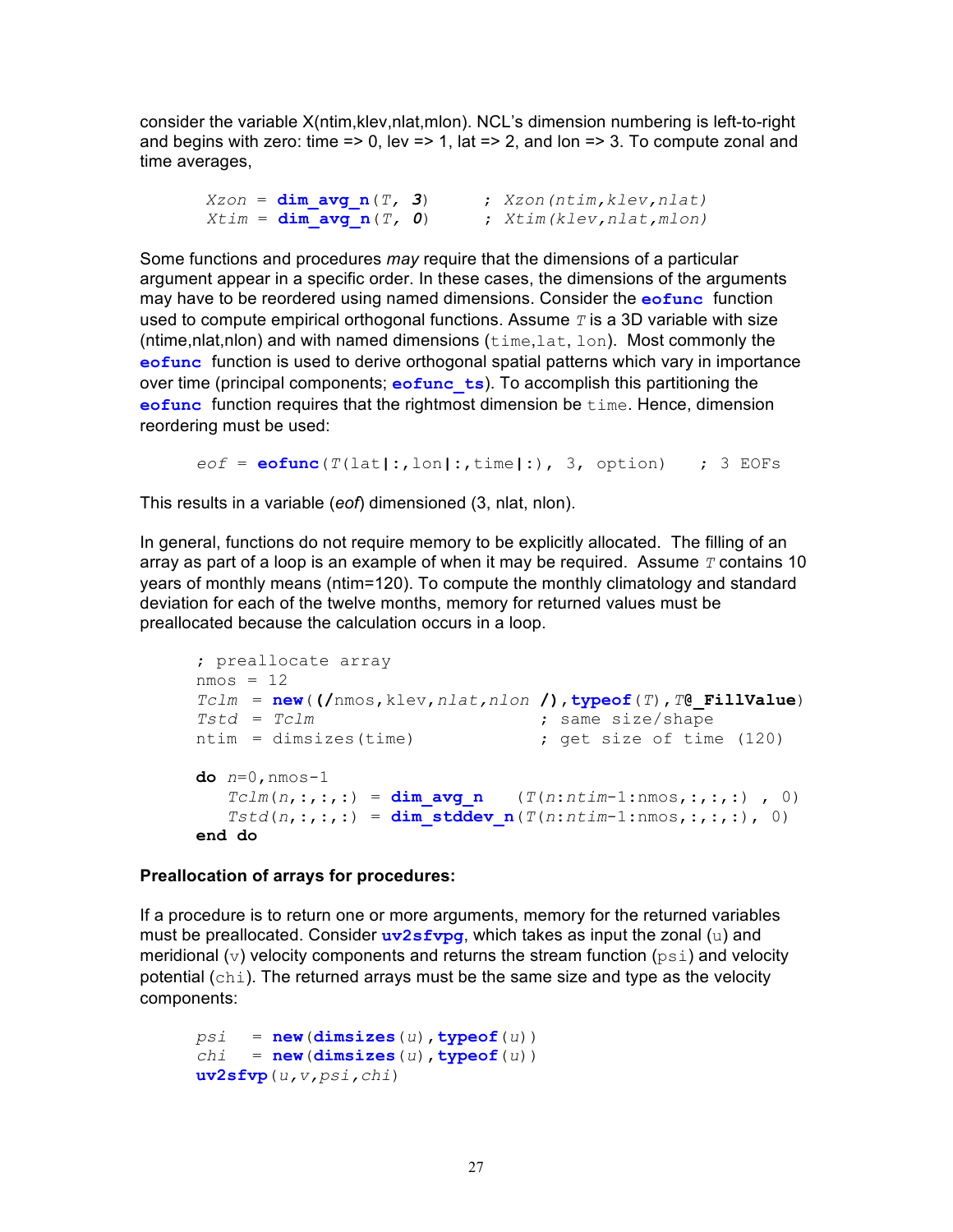consider the variable X(ntim,klev,nlat,mlon). NCL's dimension numbering is left-to-right and begins with zero: time => 0, lev => 1, lat => 2, and lon => 3. To compute zonal and time averages,

```
Xzon = dim_avg_n(T, 3)       ; Xzon(ntim,klev,nlat)
Xtim = dim_avg_n(T, 0)       ; Xtim(klev,nlat,mlon)
```

Some functions and procedures *may* require that the dimensions of a particular argument appear in a specific order. In these cases, the dimensions of the arguments may have to be reordered using named dimensions. Consider the **eofunc** function used to compute empirical orthogonal functions. Assume *T* is a 3D variable with size (ntime,nlat,nlon) and with named dimensions (time,lat, lon). Most commonly the **eofunc** function is used to derive orthogonal spatial patterns which vary in importance over time (principal components; **eofunc_ts**). To accomplish this partitioning the **eofunc** function requires that the rightmost dimension be time. Hence, dimension reordering must be used:

```
eof = eofunc(T(lat|:,lon|:,time|:), 3, option)   ; 3 EOFs
```

This results in a variable (*eof*) dimensioned (3, nlat, nlon).

In general, functions do not require memory to be explicitly allocated. The filling of an array as part of a loop is an example of when it may be required. Assume *T* contains 10 years of monthly means (ntim=120). To compute the monthly climatology and standard deviation for each of the twelve months, memory for returned values must be preallocated because the calculation occurs in a loop.

```
; preallocate array
nmos = 12
Tclm  = new((/nmos,klev,nlat,nlon /),typeof(T),T@_FillValue)
Tstd  = Tclm                        ; same size/shape
ntim  = dimsizes(time)              ; get size of time (120)

do n=0,nmos-1
   Tclm(n,:,:,:) = dim_avg_n    (T(n:ntim-1:nmos,:,:,:) , 0)
   Tstd(n,:,:,:) = dim_stddev_n(T(n:ntim-1:nmos,:,:,:), 0)
end do
```

**Preallocation of arrays for procedures:**

If a procedure is to return one or more arguments, memory for the returned variables must be preallocated. Consider **uv2sfvpg**, which takes as input the zonal (u) and meridional (v) velocity components and returns the stream function (psi) and velocity potential (chi). The returned arrays must be the same size and type as the velocity components:

```
psi   = new(dimsizes(u),typeof(u))
chi   = new(dimsizes(u),typeof(u))
uv2sfvp(u,v,psi,chi)
```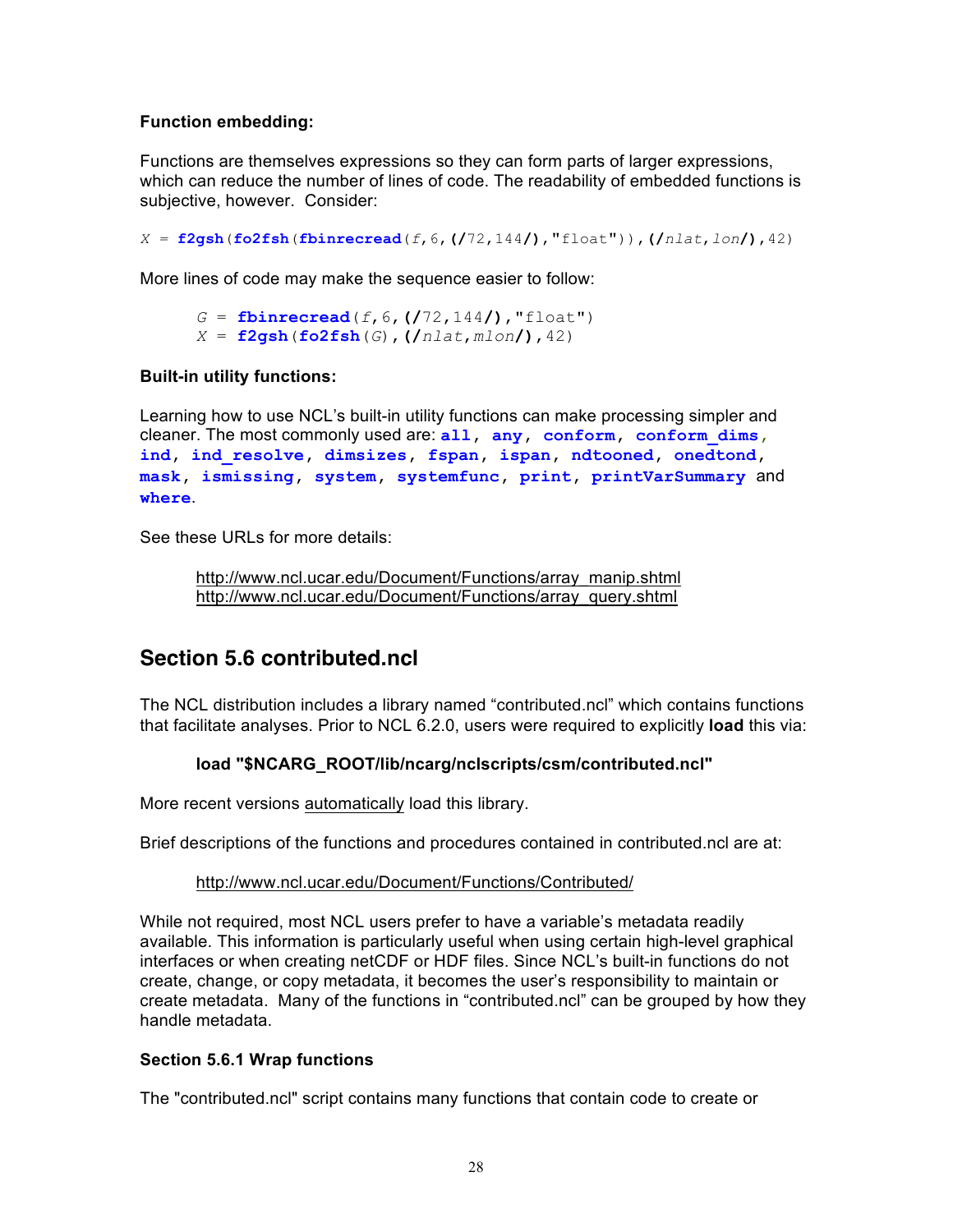**Function embedding:**

Functions are themselves expressions so they can form parts of larger expressions, which can reduce the number of lines of code. The readability of embedded functions is subjective, however. Consider:

```
X = f2gsh(fo2fsh(fbinrecread(f,6,(/72,144/),"float")),(/nlat,lon/),42)
```

More lines of code may make the sequence easier to follow:

```
G = fbinrecread(f,6,(/72,144/),"float")
X = f2gsh(fo2fsh(G),(/nlat,mlon/),42)
```

**Built-in utility functions:**

Learning how to use NCL's built-in utility functions can make processing simpler and cleaner. The most commonly used are: **all**, **any**, **conform**, **conform_dims**, **ind**, **ind_resolve**, **dimsizes**, **fspan**, **ispan**, **ndtooned**, **onedtond**, **mask**, **ismissing**, **system**, **systemfunc**, **print**, **printVarSummary** and **where**.

See these URLs for more details:

http://www.ncl.ucar.edu/Document/Functions/array_manip.shtml
http://www.ncl.ucar.edu/Document/Functions/array_query.shtml

## Section 5.6 contributed.ncl

The NCL distribution includes a library named "contributed.ncl" which contains functions that facilitate analyses. Prior to NCL 6.2.0, users were required to explicitly **load** this via:

**load "$NCARG_ROOT/lib/ncarg/nclscripts/csm/contributed.ncl"**

More recent versions automatically load this library.

Brief descriptions of the functions and procedures contained in contributed.ncl are at:

http://www.ncl.ucar.edu/Document/Functions/Contributed/

While not required, most NCL users prefer to have a variable's metadata readily available. This information is particularly useful when using certain high-level graphical interfaces or when creating netCDF or HDF files. Since NCL's built-in functions do not create, change, or copy metadata, it becomes the user's responsibility to maintain or create metadata. Many of the functions in "contributed.ncl" can be grouped by how they handle metadata.

**Section 5.6.1 Wrap functions**

The "contributed.ncl" script contains many functions that contain code to create or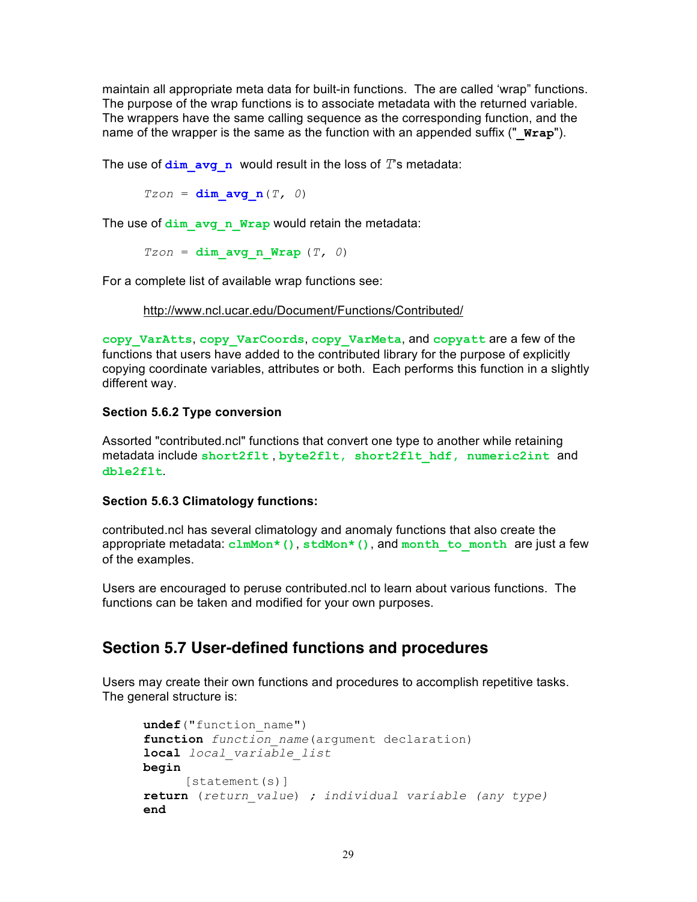maintain all appropriate meta data for built-in functions. The are called 'wrap" functions. The purpose of the wrap functions is to associate metadata with the returned variable. The wrappers have the same calling sequence as the corresponding function, and the name of the wrapper is the same as the function with an appended suffix ("**_Wrap**").

The use of **dim_avg_n** would result in the loss of *T*'s metadata:

```
Tzon = dim_avg_n(T, 0)
```

The use of **dim_avg_n_Wrap** would retain the metadata:

```
Tzon = dim_avg_n_Wrap (T, 0)
```

For a complete list of available wrap functions see:

http://www.ncl.ucar.edu/Document/Functions/Contributed/

**copy_VarAtts**, **copy_VarCoords**, **copy_VarMeta**, and **copyatt** are a few of the functions that users have added to the contributed library for the purpose of explicitly copying coordinate variables, attributes or both. Each performs this function in a slightly different way.

### Section 5.6.2 Type conversion

Assorted "contributed.ncl" functions that convert one type to another while retaining metadata include **short2flt**, **byte2flt, short2flt_hdf, numeric2int** and **dble2flt**.

### Section 5.6.3 Climatology functions:

contributed.ncl has several climatology and anomaly functions that also create the appropriate metadata: **clmMon*()**, **stdMon*()**, and **month_to_month** are just a few of the examples.

Users are encouraged to peruse contributed.ncl to learn about various functions. The functions can be taken and modified for your own purposes.

## Section 5.7 User-defined functions and procedures

Users may create their own functions and procedures to accomplish repetitive tasks. The general structure is:

```
undef("function_name")
function function_name(argument declaration)
local local_variable_list
begin
     [statement(s)]
return (return_value) ; individual variable (any type)
end
```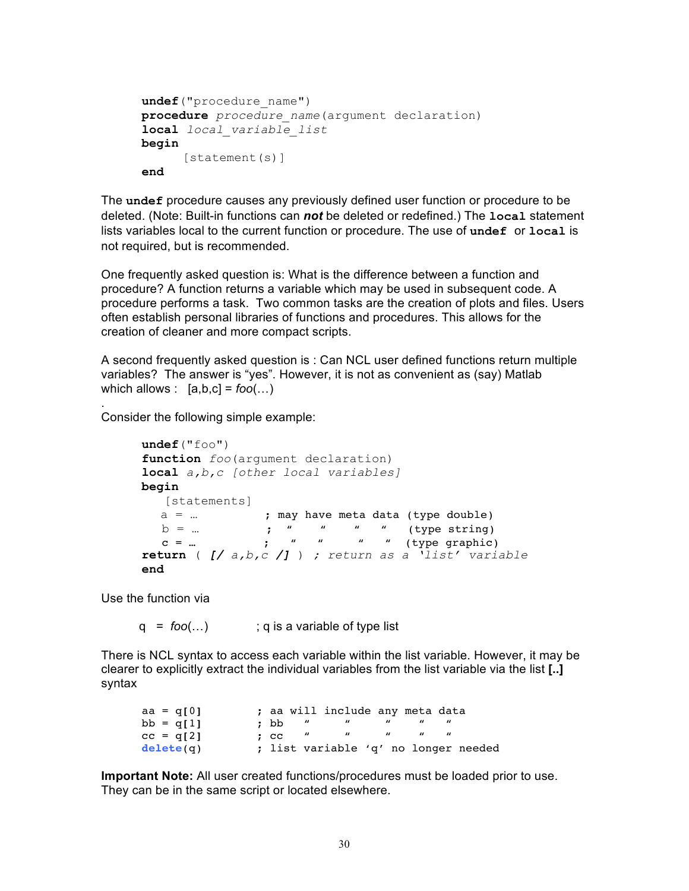```
undef("procedure_name")
procedure procedure_name(argument declaration)
local local_variable_list
begin
     [statement(s)]
end
```

The **undef** procedure causes any previously defined user function or procedure to be deleted. (Note: Built-in functions can ***not*** be deleted or redefined.) The **local** statement lists variables local to the current function or procedure. The use of **undef** or **local** is not required, but is recommended.

One frequently asked question is: What is the difference between a function and procedure? A function returns a variable which may be used in subsequent code. A procedure performs a task. Two common tasks are the creation of plots and files. Users often establish personal libraries of functions and procedures. This allows for the creation of cleaner and more compact scripts.

A second frequently asked question is : Can NCL user defined functions return multiple variables? The answer is "yes". However, it is not as convenient as (say) Matlab which allows : [a,b,c] = *foo*(…)

.
Consider the following simple example:

```
undef("foo")
function foo(argument declaration)
local a,b,c [other local variables]
begin
   [statements]
  a = …          ; may have meta data (type double)
  b = …          ;  "    "    "    "   (type string)
  c = …          ;  "    "    "    "   (type graphic)
return ( [/ a,b,c /] ) ; return as a 'list' variable
end
```

Use the function via

q = *foo*(…)          ; q is a variable of type list

There is NCL syntax to access each variable within the list variable. However, it may be clearer to explicitly extract the individual variables from the list variable via the list **[..]** syntax

```
aa = q[0]        ; aa will include any meta data
bb = q[1]        ; bb   "    "    "    "    "
cc = q[2]        ; cc   "    "    "    "    "
delete(q)        ; list variable 'q' no longer needed
```

**Important Note:** All user created functions/procedures must be loaded prior to use. They can be in the same script or located elsewhere.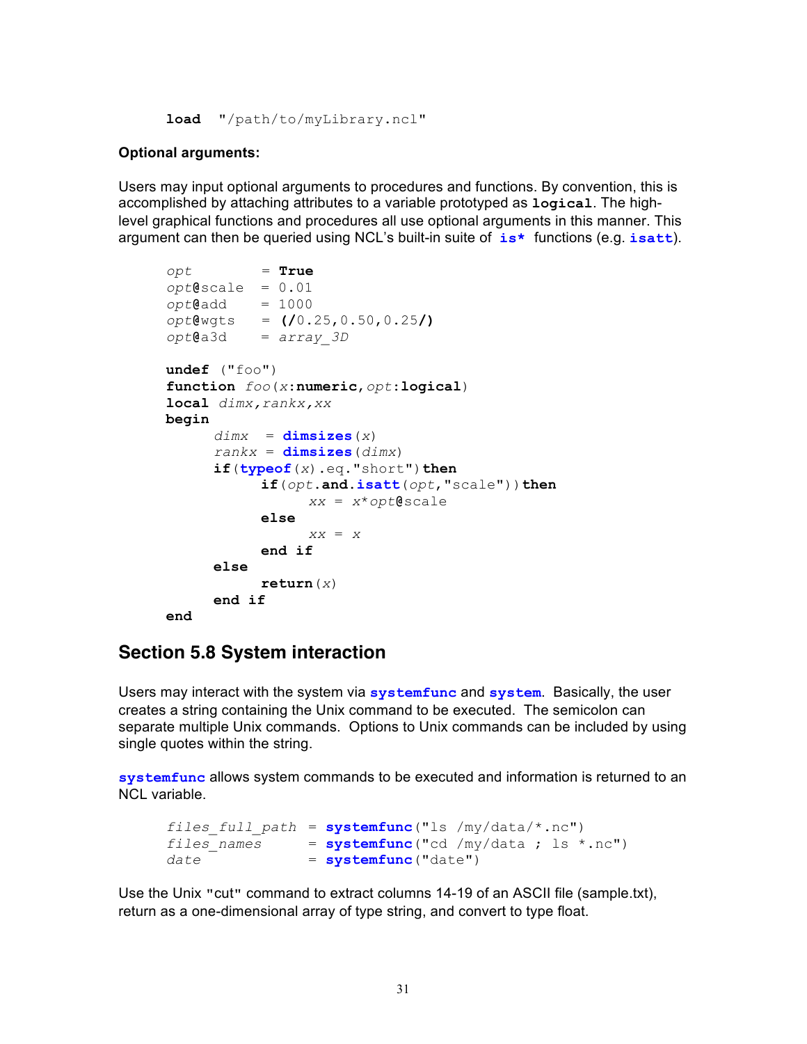```
load  "/path/to/myLibrary.ncl"
```

**Optional arguments:**

Users may input optional arguments to procedures and functions. By convention, this is accomplished by attaching attributes to a variable prototyped as **logical**. The high-level graphical functions and procedures all use optional arguments in this manner. This argument can then be queried using NCL's built-in suite of **is*** functions (e.g. **isatt**).

```
opt         = True
opt@scale   = 0.01
opt@add     = 1000
opt@wgts    = (/0.25,0.50,0.25/)
opt@a3d     = array_3D

undef ("foo")
function foo(x:numeric,opt:logical)
local dimx,rankx,xx
begin
      dimx  = dimsizes(x)
      rankx = dimsizes(dimx)
      if(typeof(x).eq."short")then
            if(opt.and.isatt(opt,"scale"))then
                  xx = x*opt@scale
            else
                  xx = x
            end if
      else
            return(x)
      end if
end
```

## Section 5.8 System interaction

Users may interact with the system via **systemfunc** and **system**. Basically, the user creates a string containing the Unix command to be executed. The semicolon can separate multiple Unix commands. Options to Unix commands can be included by using single quotes within the string.

**systemfunc** allows system commands to be executed and information is returned to an NCL variable.

```
files_full_path  = systemfunc("ls /my/data/*.nc")
files_names      = systemfunc("cd /my/data ; ls *.nc")
date             = systemfunc("date")
```

Use the Unix "cut" command to extract columns 14-19 of an ASCII file (sample.txt), return as a one-dimensional array of type string, and convert to type float.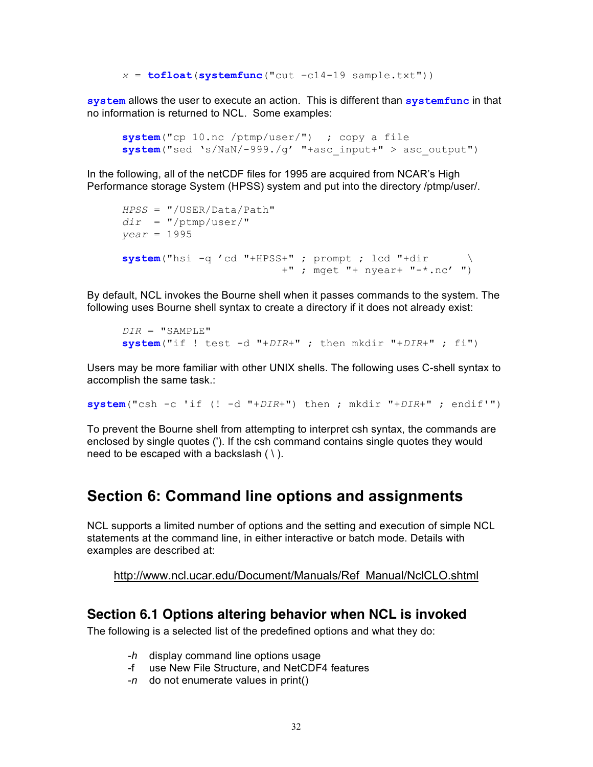```
x = tofloat(systemfunc("cut -c14-19 sample.txt"))
```

**system** allows the user to execute an action. This is different than **systemfunc** in that no information is returned to NCL. Some examples:

```
system("cp 10.nc /ptmp/user/")  ; copy a file
system("sed ‘s/NaN/-999./g’ "+asc_input+" > asc_output")
```

In the following, all of the netCDF files for 1995 are acquired from NCAR’s High Performance storage System (HPSS) system and put into the directory /ptmp/user/.

```
HPSS = "/USER/Data/Path"
dir  = "/ptmp/user/"
year = 1995

system("hsi -q ’cd "+HPSS+" ; prompt ; lcd "+dir      \
                            +" ; mget "+ nyear+ "-*.nc’ ")
```

By default, NCL invokes the Bourne shell when it passes commands to the system. The following uses Bourne shell syntax to create a directory if it does not already exist:

```
DIR = "SAMPLE"
system("if ! test -d "+DIR+" ; then mkdir "+DIR+" ; fi")
```

Users may be more familiar with other UNIX shells. The following uses C-shell syntax to accomplish the same task.:

```
system("csh -c 'if (! -d "+DIR+") then ; mkdir "+DIR+" ; endif'")
```

To prevent the Bourne shell from attempting to interpret csh syntax, the commands are enclosed by single quotes ('). If the csh command contains single quotes they would need to be escaped with a backslash ( \ ).

# Section 6: Command line options and assignments

NCL supports a limited number of options and the setting and execution of simple NCL statements at the command line, in either interactive or batch mode. Details with examples are described at:

http://www.ncl.ucar.edu/Document/Manuals/Ref_Manual/NclCLO.shtml

## Section 6.1 Options altering behavior when NCL is invoked

The following is a selected list of the predefined options and what they do:

- *-h* display command line options usage
- -f use New File Structure, and NetCDF4 features
- *-n* do not enumerate values in print()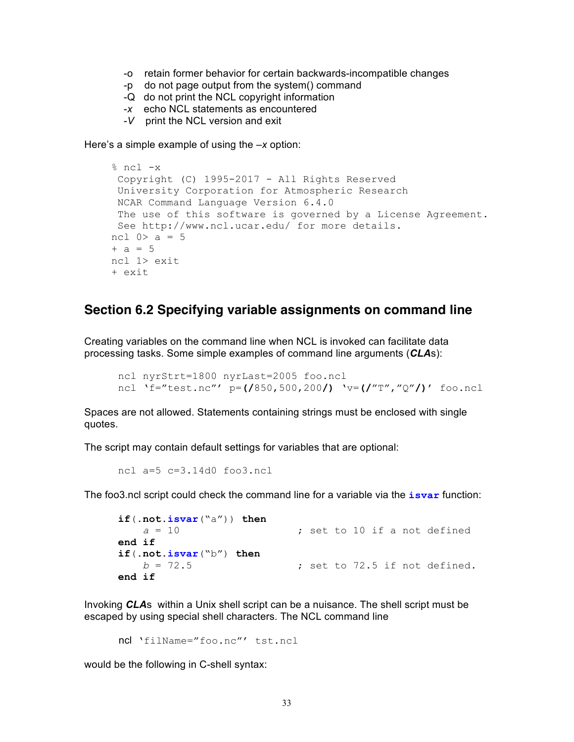- -o retain former behavior for certain backwards-incompatible changes
- -p do not page output from the system() command
- -Q do not print the NCL copyright information
- *-x* echo NCL statements as encountered
- *-V* print the NCL version and exit

Here's a simple example of using the –*x* option:

```
% ncl -x
 Copyright (C) 1995-2017 - All Rights Reserved
 University Corporation for Atmospheric Research
 NCAR Command Language Version 6.4.0
 The use of this software is governed by a License Agreement.
 See http://www.ncl.ucar.edu/ for more details.
ncl 0> a = 5
+ a = 5
ncl 1> exit
+ exit
```

## Section 6.2 Specifying variable assignments on command line

Creating variables on the command line when NCL is invoked can facilitate data processing tasks. Some simple examples of command line arguments (***CLA***s):

```
ncl nyrStrt=1800 nyrLast=2005 foo.ncl
ncl 'f="test.nc"' p=(/850,500,200/) 'v=(/"T","Q"/)' foo.ncl
```

Spaces are not allowed. Statements containing strings must be enclosed with single quotes.

The script may contain default settings for variables that are optional:

```
ncl a=5 c=3.14d0 foo3.ncl
```

The foo3.ncl script could check the command line for a variable via the **isvar** function:

```
if(.not.isvar("a")) then
    a = 10                    ; set to 10 if a not defined
end if
if(.not.isvar("b") then
    b = 72.5                  ; set to 72.5 if not defined.
end if
```

Invoking ***CLA***s within a Unix shell script can be a nuisance. The shell script must be escaped by using special shell characters. The NCL command line

```
ncl 'filName="foo.nc"' tst.ncl
```

would be the following in C-shell syntax: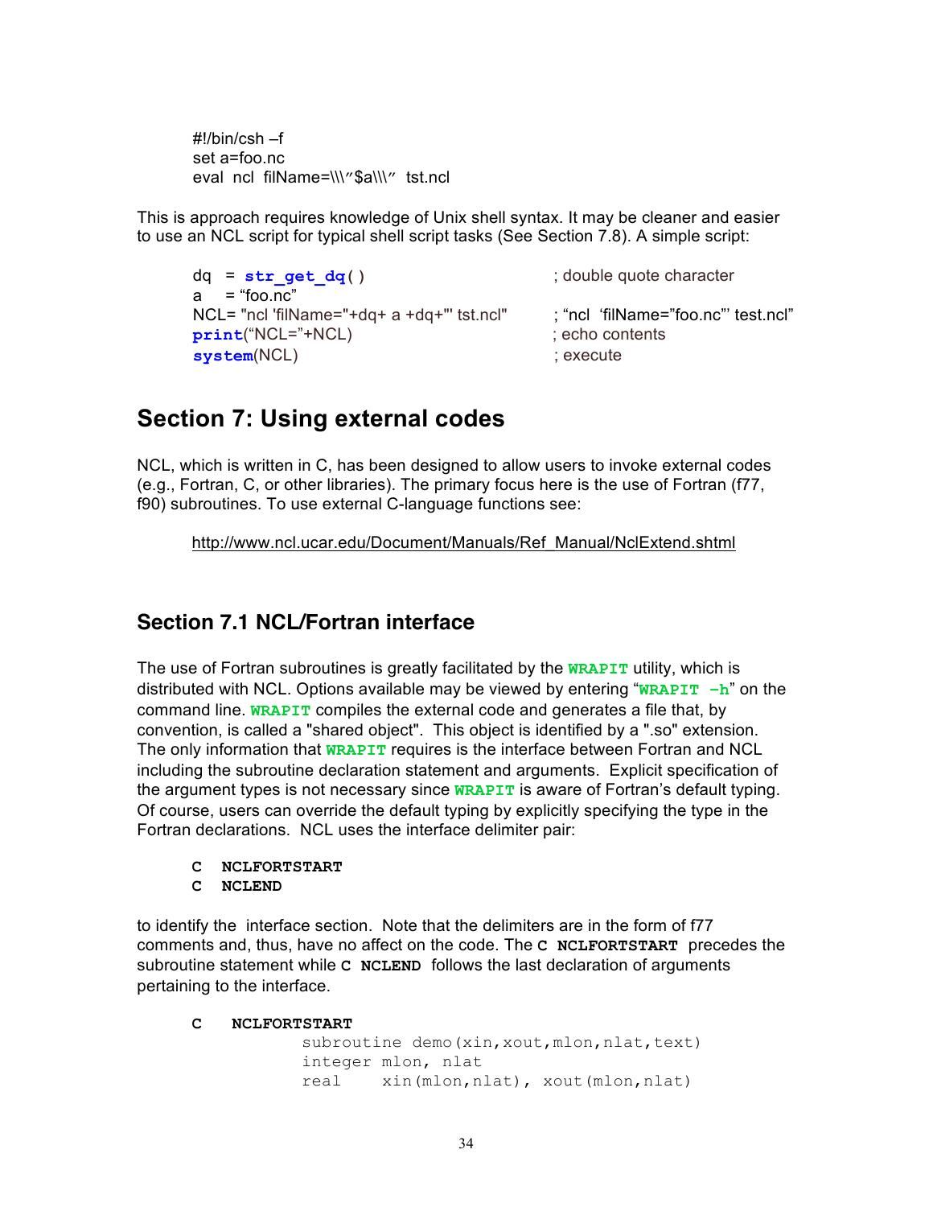```
#!/bin/csh –f
set a=foo.nc
eval  ncl  filName=\\\"$a\\\"  tst.ncl
```

This is approach requires knowledge of Unix shell syntax. It may be cleaner and easier to use an NCL script for typical shell script tasks (See Section 7.8). A simple script:

```
dq  = str_get_dq()                              ; double quote character
a   = "foo.nc"
NCL= "ncl 'filName="+dq+ a +dq+"' tst.ncl"      ; "ncl  'filName="foo.nc"' test.ncl"
print("NCL="+NCL)                               ; echo contents
system(NCL)                                     ; execute
```

## Section 7: Using external codes

NCL, which is written in C, has been designed to allow users to invoke external codes (e.g., Fortran, C, or other libraries). The primary focus here is the use of Fortran (f77, f90) subroutines. To use external C-language functions see:

http://www.ncl.ucar.edu/Document/Manuals/Ref_Manual/NclExtend.shtml

### Section 7.1 NCL/Fortran interface

The use of Fortran subroutines is greatly facilitated by the **WRAPIT** utility, which is distributed with NCL. Options available may be viewed by entering "**WRAPIT -h**" on the command line. **WRAPIT** compiles the external code and generates a file that, by convention, is called a "shared object". This object is identified by a ".so" extension. The only information that **WRAPIT** requires is the interface between Fortran and NCL including the subroutine declaration statement and arguments. Explicit specification of the argument types is not necessary since **WRAPIT** is aware of Fortran's default typing. Of course, users can override the default typing by explicitly specifying the type in the Fortran declarations. NCL uses the interface delimiter pair:

```
C   NCLFORTSTART
C   NCLEND
```

to identify the interface section. Note that the delimiters are in the form of f77 comments and, thus, have no affect on the code. The **C NCLFORTSTART** precedes the subroutine statement while **C NCLEND** follows the last declaration of arguments pertaining to the interface.

```
C    NCLFORTSTART
           subroutine demo(xin,xout,mlon,nlat,text)
           integer mlon, nlat
           real    xin(mlon,nlat), xout(mlon,nlat)
```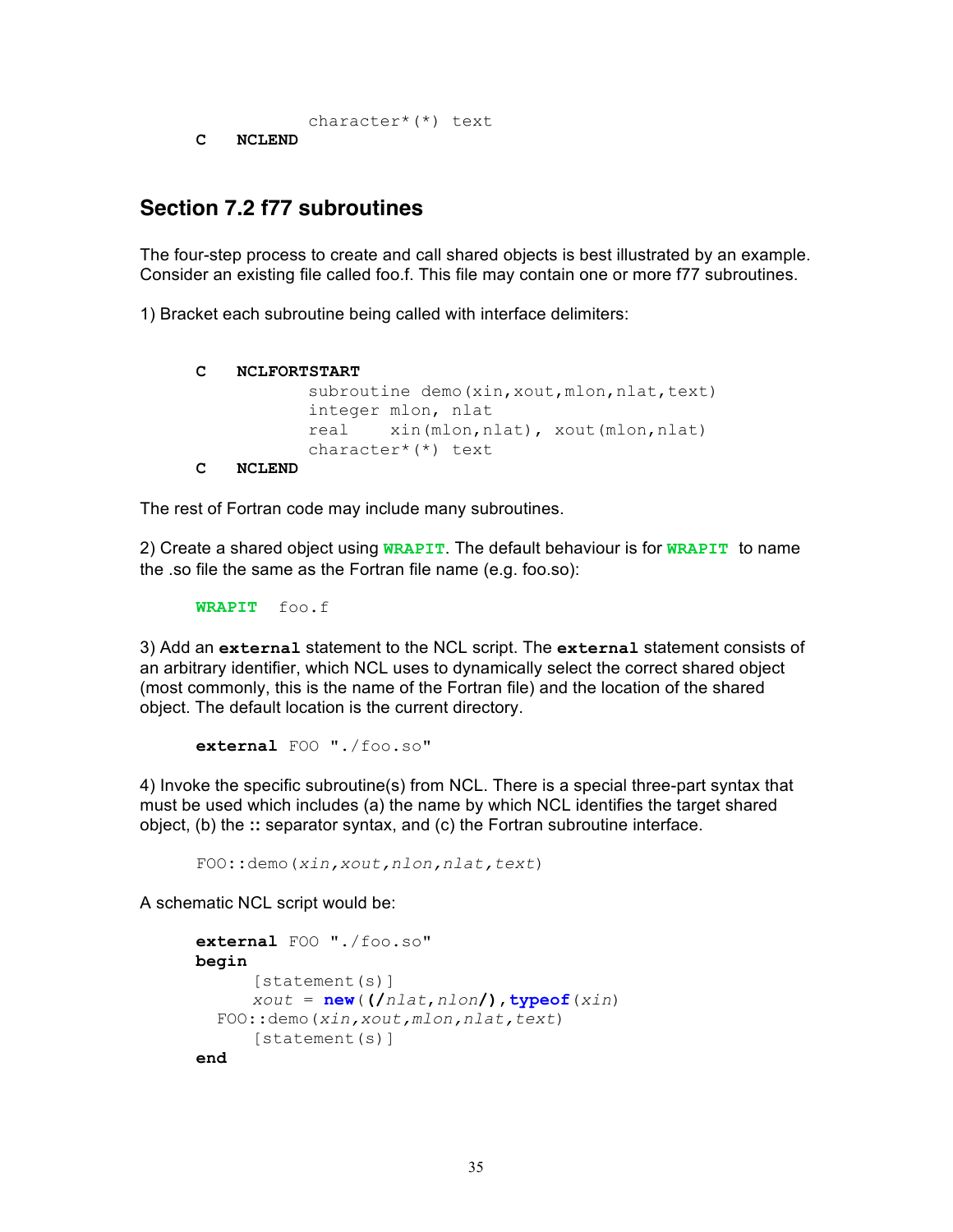```
          character*(*) text
C    NCLEND
```

## Section 7.2 f77 subroutines

The four-step process to create and call shared objects is best illustrated by an example. Consider an existing file called foo.f. This file may contain one or more f77 subroutines.

1) Bracket each subroutine being called with interface delimiters:

```
C    NCLFORTSTART
          subroutine demo(xin,xout,mlon,nlat,text)
          integer mlon, nlat
          real    xin(mlon,nlat), xout(mlon,nlat)
          character*(*) text
C    NCLEND
```

The rest of Fortran code may include many subroutines.

2) Create a shared object using **WRAPIT**. The default behaviour is for **WRAPIT** to name the .so file the same as the Fortran file name (e.g. foo.so):

```
WRAPIT  foo.f
```

3) Add an **external** statement to the NCL script. The **external** statement consists of an arbitrary identifier, which NCL uses to dynamically select the correct shared object (most commonly, this is the name of the Fortran file) and the location of the shared object. The default location is the current directory.

```
external FOO "./foo.so"
```

4) Invoke the specific subroutine(s) from NCL. There is a special three-part syntax that must be used which includes (a) the name by which NCL identifies the target shared object, (b) the **::** separator syntax, and (c) the Fortran subroutine interface.

```
FOO::demo(xin,xout,nlon,nlat,text)
```

A schematic NCL script would be:

```
external FOO "./foo.so"
begin
      [statement(s)]
      xout = new((/nlat,nlon/),typeof(xin)
  FOO::demo(xin,xout,mlon,nlat,text)
      [statement(s)]
end
```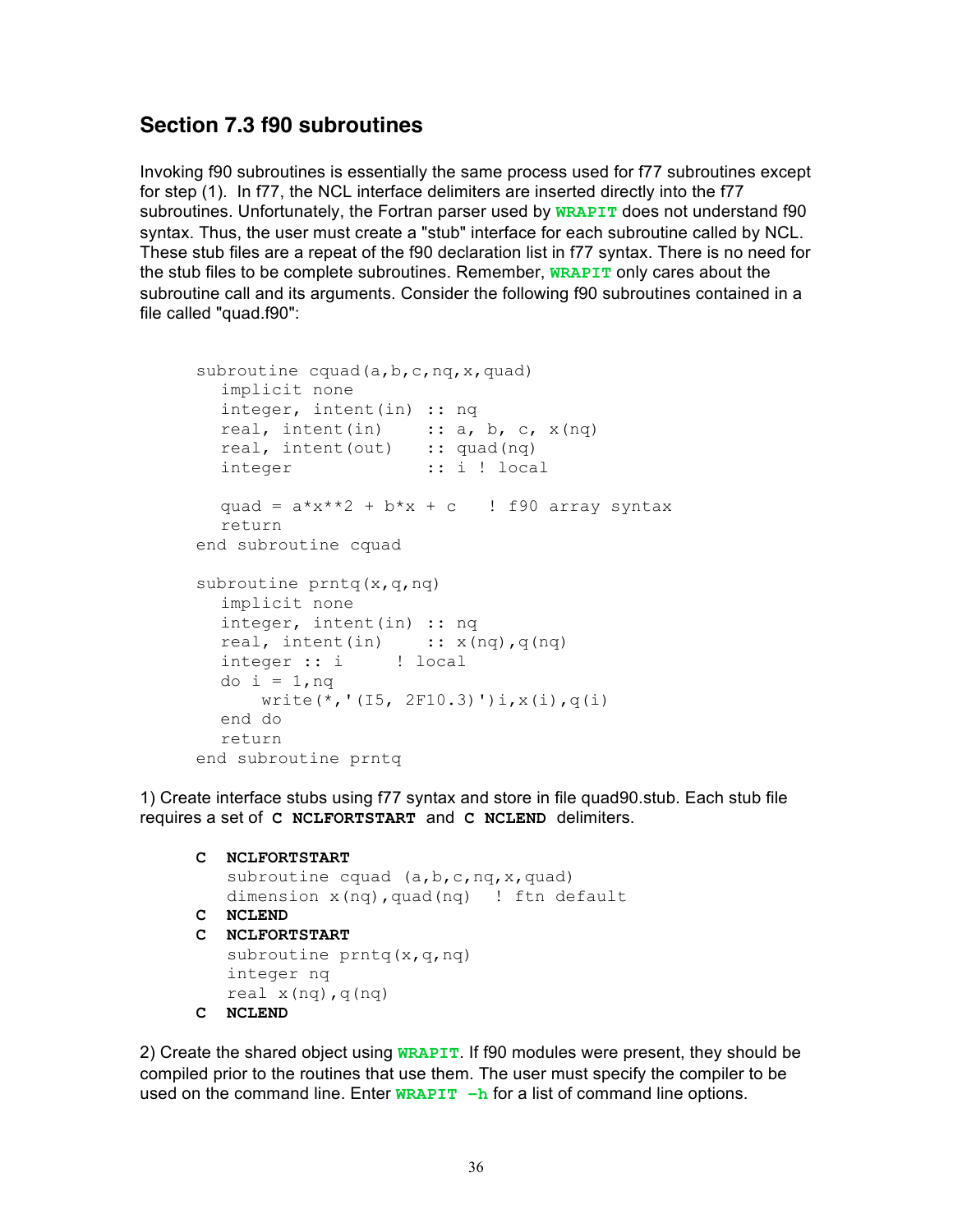## Section 7.3 f90 subroutines

Invoking f90 subroutines is essentially the same process used for f77 subroutines except for step (1). In f77, the NCL interface delimiters are inserted directly into the f77 subroutines. Unfortunately, the Fortran parser used by **WRAPIT** does not understand f90 syntax. Thus, the user must create a "stub" interface for each subroutine called by NCL. These stub files are a repeat of the f90 declaration list in f77 syntax. There is no need for the stub files to be complete subroutines. Remember, **WRAPIT** only cares about the subroutine call and its arguments. Consider the following f90 subroutines contained in a file called "quad.f90":

```
subroutine cquad(a,b,c,nq,x,quad)
  implicit none
  integer, intent(in) :: nq
  real, intent(in)    :: a, b, c, x(nq)
  real, intent(out)   :: quad(nq)
  integer             :: i ! local

  quad = a*x**2 + b*x + c   ! f90 array syntax
  return
end subroutine cquad

subroutine prntq(x,q,nq)
  implicit none
  integer, intent(in) :: nq
  real, intent(in)    :: x(nq),q(nq)
  integer :: i     ! local
  do i = 1,nq
      write(*,'(I5, 2F10.3)')i,x(i),q(i)
  end do
  return
end subroutine prntq
```

1) Create interface stubs using f77 syntax and store in file quad90.stub. Each stub file requires a set of **C NCLFORTSTART** and **C NCLEND** delimiters.

```
C  NCLFORTSTART
   subroutine cquad (a,b,c,nq,x,quad)
   dimension x(nq),quad(nq)  ! ftn default
C  NCLEND
C  NCLFORTSTART
   subroutine prntq(x,q,nq)
   integer nq
   real x(nq),q(nq)
C  NCLEND
```

2) Create the shared object using **WRAPIT**. If f90 modules were present, they should be compiled prior to the routines that use them. The user must specify the compiler to be used on the command line. Enter **WRAPIT –h** for a list of command line options.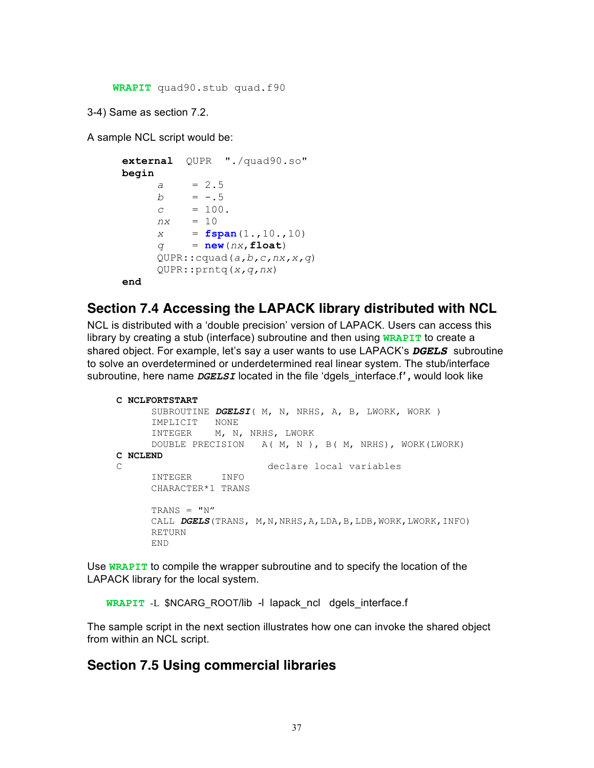```
WRAPIT quad90.stub quad.f90
```

3-4) Same as section 7.2.

A sample NCL script would be:

```
external  QUPR  "./quad90.so"
begin
      a     = 2.5
      b     = -.5
      c     = 100.
      nx    = 10
      x     = fspan(1.,10.,10)
      q     = new(nx,float)
      QUPR::cquad(a,b,c,nx,x,q)
      QUPR::prntq(x,q,nx)
end
```

## Section 7.4 Accessing the LAPACK library distributed with NCL

NCL is distributed with a 'double precision' version of LAPACK. Users can access this library by creating a stub (interface) subroutine and then using **WRAPIT** to create a shared object. For example, let's say a user wants to use LAPACK's ***DGELS*** subroutine to solve an overdetermined or underdetermined real linear system. The stub/interface subroutine, here name ***DGELSI*** located in the file 'dgels_interface.f', would look like

```
C NCLFORTSTART
      SUBROUTINE DGELSI( M, N, NRHS, A, B, LWORK, WORK )
      IMPLICIT   NONE
      INTEGER    M, N, NRHS, LWORK
      DOUBLE PRECISION   A( M, N ), B( M, NRHS), WORK(LWORK)
C NCLEND
C                            declare local variables
      INTEGER     INFO
      CHARACTER*1 TRANS

      TRANS = "N"
      CALL DGELS(TRANS, M,N,NRHS,A,LDA,B,LDB,WORK,LWORK,INFO)
      RETURN
      END
```

Use **WRAPIT** to compile the wrapper subroutine and to specify the location of the LAPACK library for the local system.

```
WRAPIT -L $NCARG_ROOT/lib -l lapack_ncl  dgels_interface.f
```

The sample script in the next section illustrates how one can invoke the shared object from within an NCL script.

## Section 7.5 Using commercial libraries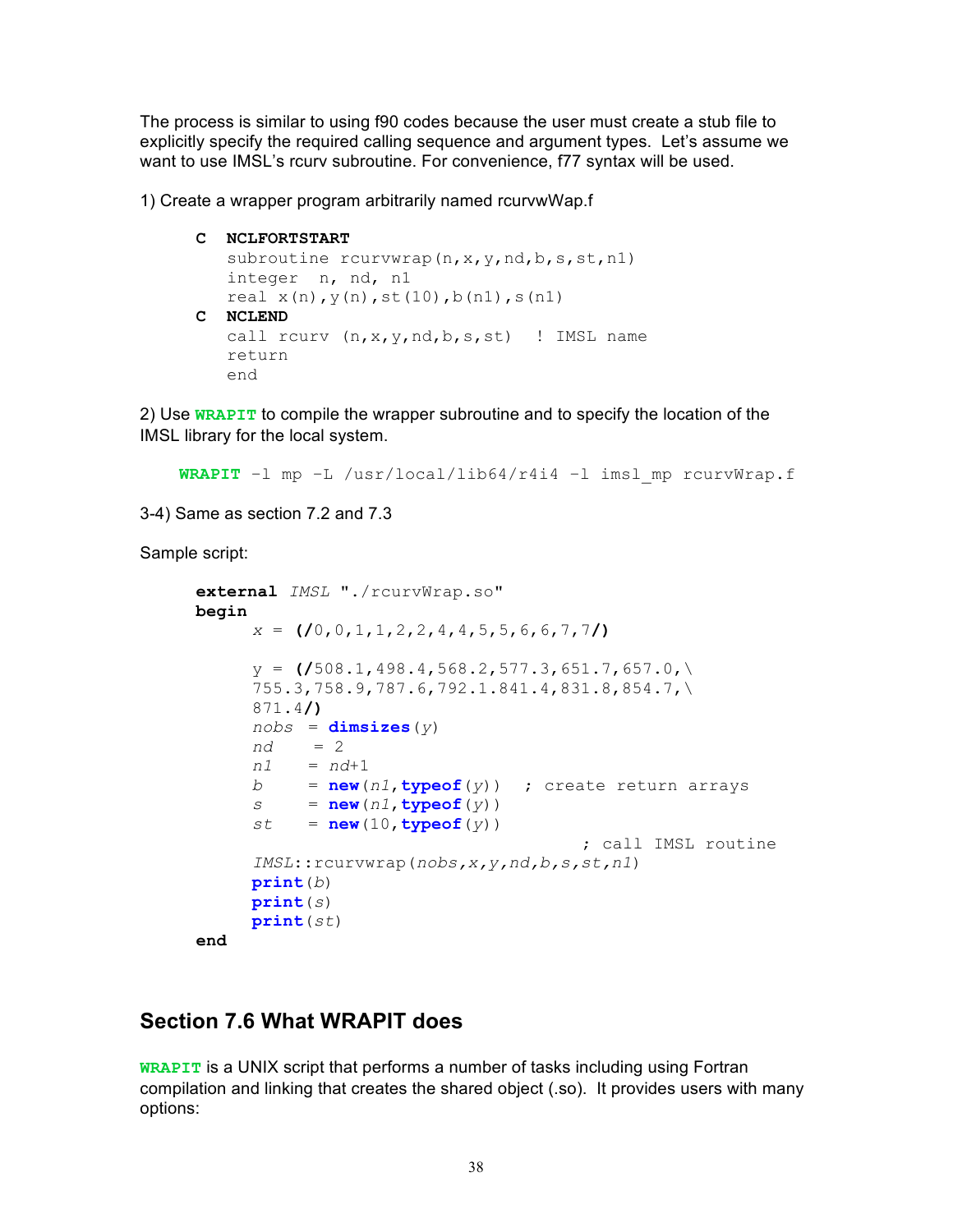The process is similar to using f90 codes because the user must create a stub file to explicitly specify the required calling sequence and argument types. Let's assume we want to use IMSL's rcurv subroutine. For convenience, f77 syntax will be used.

1) Create a wrapper program arbitrarily named rcurvwWap.f

```
C   NCLFORTSTART
    subroutine rcurvwrap(n,x,y,nd,b,s,st,n1)
    integer  n, nd, n1
    real x(n),y(n),st(10),b(n1),s(n1)
C   NCLEND
    call rcurv (n,x,y,nd,b,s,st)  ! IMSL name
    return
    end
```

2) Use **WRAPIT** to compile the wrapper subroutine and to specify the location of the IMSL library for the local system.

```
WRAPIT –l mp –L /usr/local/lib64/r4i4 –l imsl_mp rcurvWrap.f
```

3-4) Same as section 7.2 and 7.3

Sample script:

```
external IMSL "./rcurvWrap.so"
begin
     x = (/0,0,1,1,2,2,4,4,5,5,6,6,7,7/)

     y = (/508.1,498.4,568.2,577.3,651.7,657.0,\
     755.3,758.9,787.6,792.1.841.4,831.8,854.7,\
     871.4/)
     nobs  = dimsizes(y)
     nd     = 2
     n1    = nd+1
     b     = new(n1,typeof(y))  ; create return arrays
     s     = new(n1,typeof(y))
     st    = new(10,typeof(y))
                                     ; call IMSL routine
     IMSL::rcurvwrap(nobs,x,y,nd,b,s,st,n1)
     print(b)
     print(s)
     print(st)
end
```

## Section 7.6 What WRAPIT does

**WRAPIT** is a UNIX script that performs a number of tasks including using Fortran compilation and linking that creates the shared object (.so). It provides users with many options: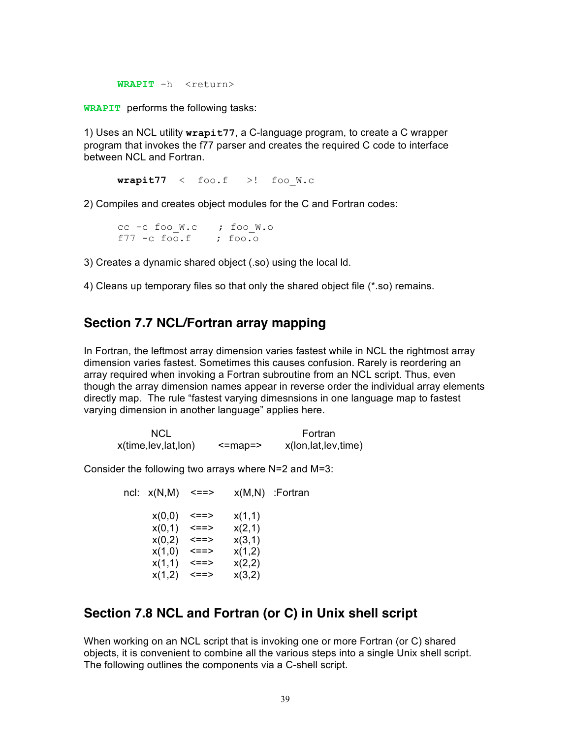```
WRAPIT -h  <return>
```

**WRAPIT** performs the following tasks:

1) Uses an NCL utility **wrapit77**, a C-language program, to create a C wrapper program that invokes the f77 parser and creates the required C code to interface between NCL and Fortran.

```
wrapit77  <  foo.f   >!  foo_W.c
```

2) Compiles and creates object modules for the C and Fortran codes:

```
cc -c foo_W.c    ; foo_W.o
f77 -c foo.f     ; foo.o
```

3) Creates a dynamic shared object (.so) using the local ld.

4) Cleans up temporary files so that only the shared object file (*.so) remains.

## Section 7.7 NCL/Fortran array mapping

In Fortran, the leftmost array dimension varies fastest while in NCL the rightmost array dimension varies fastest. Sometimes this causes confusion. Rarely is reordering an array required when invoking a Fortran subroutine from an NCL script. Thus, even though the array dimension names appear in reverse order the individual array elements directly map. The rule "fastest varying dimesnsions in one language map to fastest varying dimension in another language" applies here.

```
        NCL                         Fortran
x(time,lev,lat,lon)    <=map=>    x(lon,lat,lev,time)
```

Consider the following two arrays where N=2 and M=3:

```
ncl:  x(N,M)   <==>    x(M,N)  :Fortran

      x(0,0)   <==>    x(1,1)
      x(0,1)   <==>    x(2,1)
      x(0,2)   <==>    x(3,1)
      x(1,0)   <==>    x(1,2)
      x(1,1)   <==>    x(2,2)
      x(1,2)   <==>    x(3,2)
```

## Section 7.8 NCL and Fortran (or C) in Unix shell script

When working on an NCL script that is invoking one or more Fortran (or C) shared objects, it is convenient to combine all the various steps into a single Unix shell script. The following outlines the components via a C-shell script.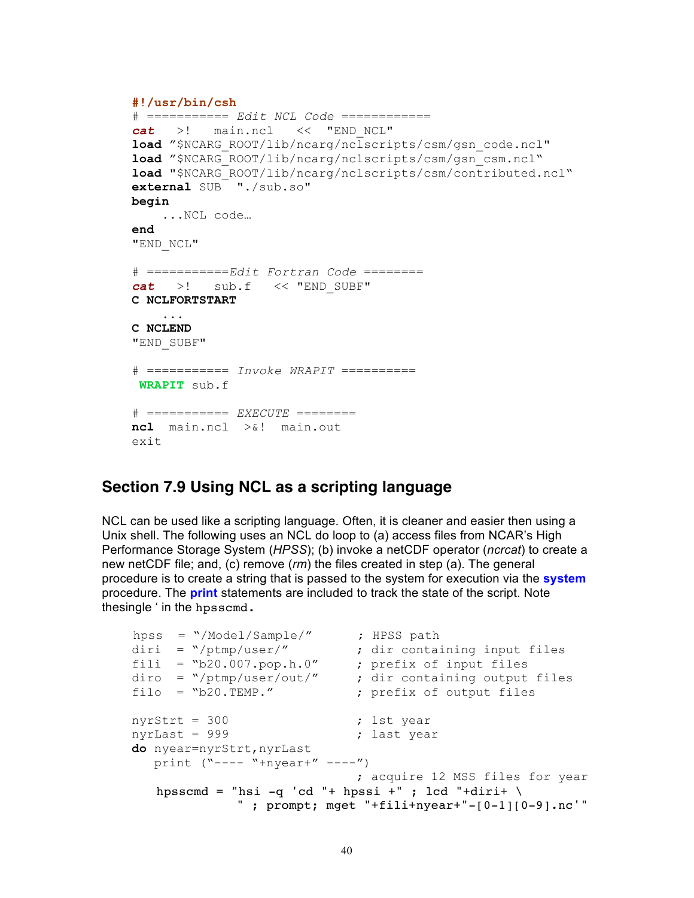```
#!/usr/bin/csh
# =========== Edit NCL Code ============
cat   >!   main.ncl   <<  "END_NCL"
load "$NCARG_ROOT/lib/ncarg/nclscripts/csm/gsn_code.ncl"
load "$NCARG_ROOT/lib/ncarg/nclscripts/csm/gsn_csm.ncl"
load "$NCARG_ROOT/lib/ncarg/nclscripts/csm/contributed.ncl"
external SUB  "./sub.so"
begin
    ...NCL code…
end
"END_NCL"

# ===========Edit Fortran Code ========
cat   >!   sub.f   << "END_SUBF"
C NCLFORTSTART
    ...
C NCLEND
"END_SUBF"

# =========== Invoke WRAPIT ==========
 WRAPIT sub.f

# =========== EXECUTE ========
ncl  main.ncl  >&!  main.out
exit
```

## Section 7.9 Using NCL as a scripting language

NCL can be used like a scripting language. Often, it is cleaner and easier then using a Unix shell. The following uses an NCL do loop to (a) access files from NCAR's High Performance Storage System (*HPSS*); (b) invoke a netCDF operator (*ncrcat*) to create a new netCDF file; and, (c) remove (*rm*) the files created in step (a). The general procedure is to create a string that is passed to the system for execution via the **system** procedure. The **print** statements are included to track the state of the script. Note thesingle ' in the `hpsscmd.`

```
hpss  = "/Model/Sample/"      ; HPSS path
diri  = "/ptmp/user/"         ; dir containing input files
fili  = "b20.007.pop.h.0"     ; prefix of input files
diro  = "/ptmp/user/out/"     ; dir containing output files
filo  = "b20.TEMP."           ; prefix of output files

nyrStrt = 300                 ; 1st year
nyrLast = 999                 ; last year
do nyear=nyrStrt,nyrLast
   print ("---- "+nyear+" ----")
                              ; acquire 12 MSS files for year
   hpsscmd = "hsi -q 'cd "+ hpssi +" ; lcd "+diri+ \
             " ; prompt; mget "+fili+nyear+"-[0-1][0-9].nc'"
```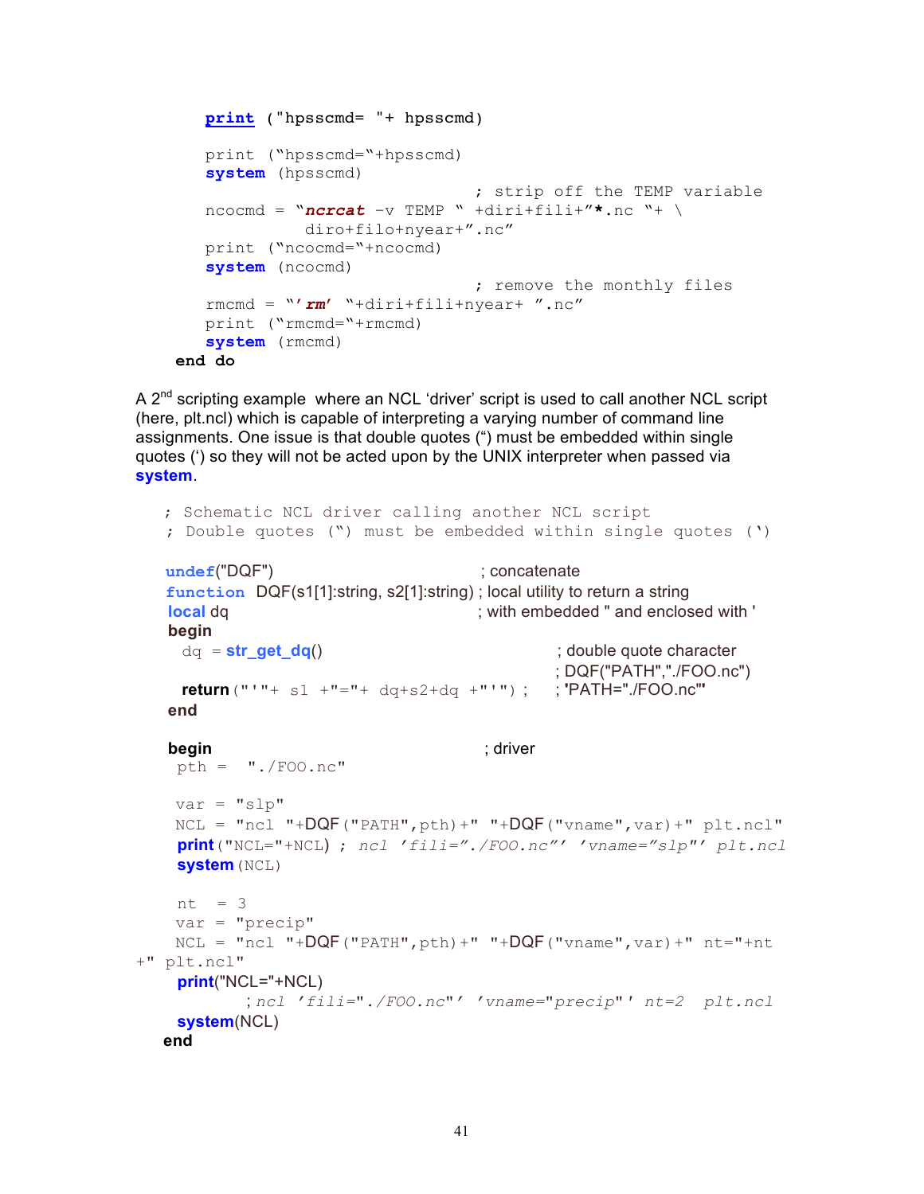```
        print ("hpsscmd= "+ hpsscmd)

        print ("hpsscmd="+hpsscmd)
        system (hpsscmd)
                                        ; strip off the TEMP variable
        ncocmd = "ncrcat -v TEMP " +diri+fili+"*.nc "+ \
                    diro+filo+nyear+".nc"
        print ("ncocmd="+ncocmd)
        system (ncocmd)
                                        ; remove the monthly files
        rmcmd = "'rm' "+diri+fili+nyear+ ".nc"
        print ("rmcmd="+rmcmd)
        system (rmcmd)
     end do
```

A 2nd scripting example where an NCL 'driver' script is used to call another NCL script (here, plt.ncl) which is capable of interpreting a varying number of command line assignments. One issue is that double quotes (") must be embedded within single quotes (') so they will not be acted upon by the UNIX interpreter when passed via **system**.

```
   ; Schematic NCL driver calling another NCL script
   ; Double quotes (") must be embedded within single quotes (')

   undef("DQF")                              ; concatenate
   function DQF(s1[1]:string, s2[1]:string) ; local utility to return a string
   local dq                                  ; with embedded " and enclosed with '
   begin
     dq = str_get_dq()                           ; double quote character
                                                 ; DQF("PATH","./FOO.nc")
    return ("'"+ s1 +"="+ dq+s2+dq +"'") ;       ; 'PATH="./FOO.nc"'
   end

   begin                                      ; driver
    pth =  "./FOO.nc"

    var = "slp"
    NCL = "ncl "+DQF("PATH",pth)+" "+DQF("vname",var)+" plt.ncl"
    print("NCL="+NCL) ; ncl 'fili="./FOO.nc"' 'vname="slp"' plt.ncl
    system(NCL)

    nt  = 3
    var = "precip"
    NCL = "ncl "+DQF("PATH",pth)+" "+DQF("vname",var)+" nt="+nt
+" plt.ncl"
    print("NCL="+NCL)
          ;ncl 'fili="./FOO.nc"' 'vname="precip"' nt=2  plt.ncl
    system(NCL)
   end
```